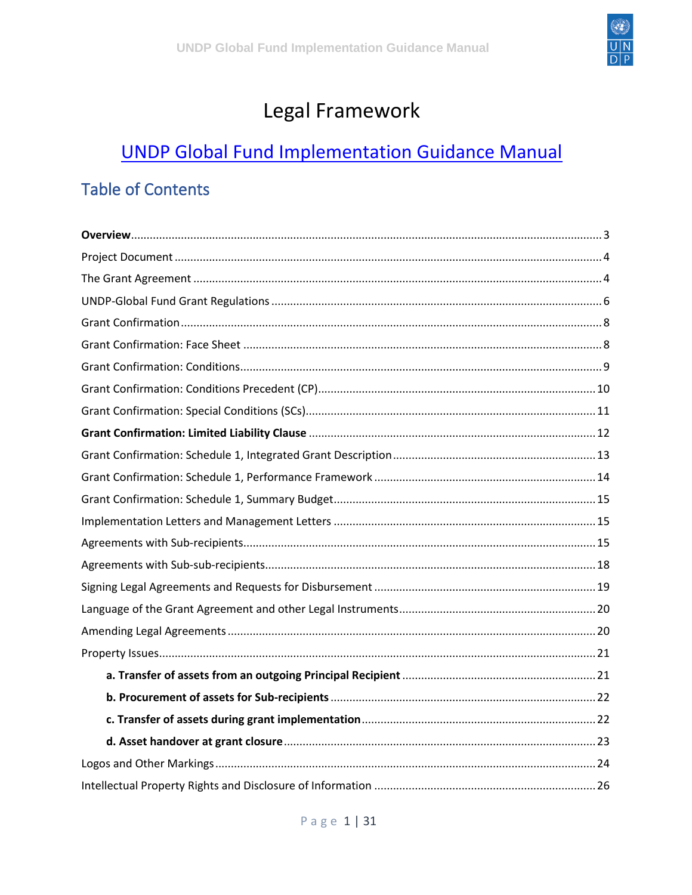# Legal Framework

## UNDP Global Fund Implementation Guidance Manual

### Table of Contents

**Overview**...3
Project Document...4
The Grant Agreement...4
UNDP-Global Fund Grant Regulations...6
Grant Confirmation...8
Grant Confirmation: Face Sheet...8
Grant Confirmation: Conditions...9
Grant Confirmation: Conditions Precedent (CP)...10
Grant Confirmation: Special Conditions (SCs)...11
**Grant Confirmation: Limited Liability Clause**...12
Grant Confirmation: Schedule 1, Integrated Grant Description...13
Grant Confirmation: Schedule 1, Performance Framework...14
Grant Confirmation: Schedule 1, Summary Budget...15
Implementation Letters and Management Letters...15
Agreements with Sub-recipients...15
Agreements with Sub-sub-recipients...18
Signing Legal Agreements and Requests for Disbursement...19
Language of the Grant Agreement and other Legal Instruments...20
Amending Legal Agreements...20
Property Issues...21
- **a. Transfer of assets from an outgoing Principal Recipient**...21
- **b. Procurement of assets for Sub-recipients**...22
- **c. Transfer of assets during grant implementation**...22
- **d. Asset handover at grant closure**...23

Logos and Other Markings...24
Intellectual Property Rights and Disclosure of Information...26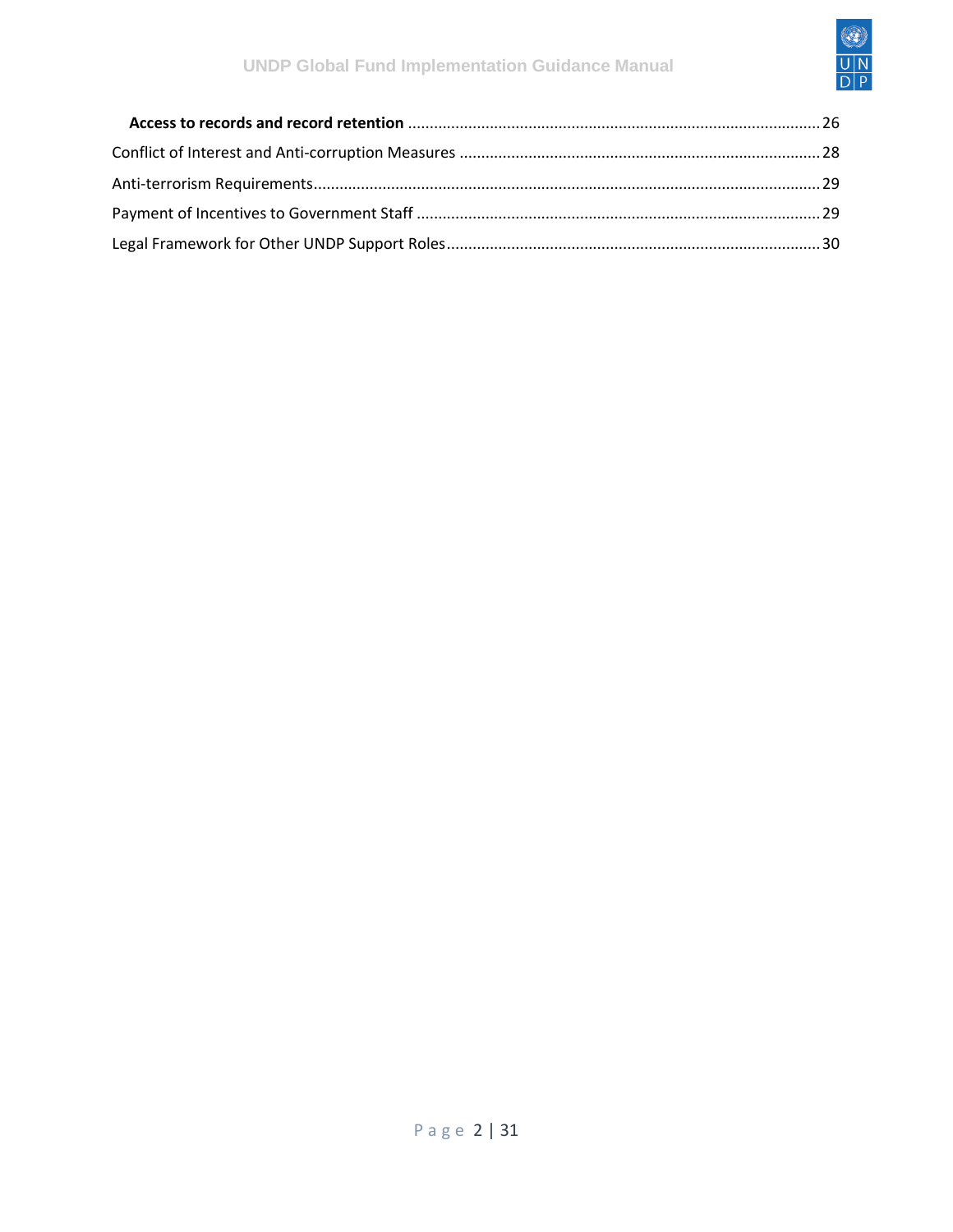**Access to records and record retention** .......... 26

Conflict of Interest and Anti-corruption Measures .......... 28

Anti-terrorism Requirements .......... 29

Payment of Incentives to Government Staff .......... 29

Legal Framework for Other UNDP Support Roles .......... 30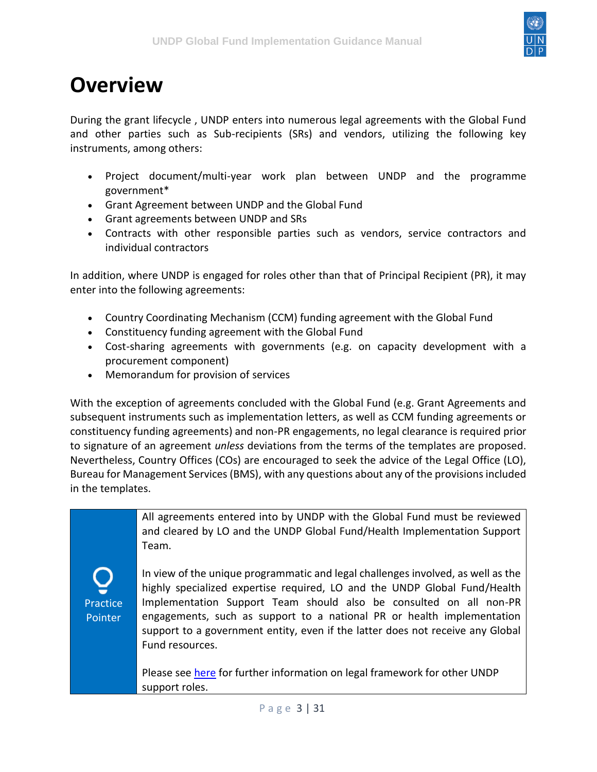# Overview

During the grant lifecycle , UNDP enters into numerous legal agreements with the Global Fund and other parties such as Sub-recipients (SRs) and vendors, utilizing the following key instruments, among others:

- Project document/multi-year work plan between UNDP and the programme government*
- Grant Agreement between UNDP and the Global Fund
- Grant agreements between UNDP and SRs
- Contracts with other responsible parties such as vendors, service contractors and individual contractors

In addition, where UNDP is engaged for roles other than that of Principal Recipient (PR), it may enter into the following agreements:

- Country Coordinating Mechanism (CCM) funding agreement with the Global Fund
- Constituency funding agreement with the Global Fund
- Cost-sharing agreements with governments (e.g. on capacity development with a procurement component)
- Memorandum for provision of services

With the exception of agreements concluded with the Global Fund (e.g. Grant Agreements and subsequent instruments such as implementation letters, as well as CCM funding agreements or constituency funding agreements) and non-PR engagements, no legal clearance is required prior to signature of an agreement *unless* deviations from the terms of the templates are proposed. Nevertheless, Country Offices (COs) are encouraged to seek the advice of the Legal Office (LO), Bureau for Management Services (BMS), with any questions about any of the provisions included in the templates.

| Practice Pointer | All agreements entered into by UNDP with the Global Fund must be reviewed and cleared by LO and the UNDP Global Fund/Health Implementation Support Team.<br><br>In view of the unique programmatic and legal challenges involved, as well as the highly specialized expertise required, LO and the UNDP Global Fund/Health Implementation Support Team should also be consulted on all non-PR engagements, such as support to a national PR or health implementation support to a government entity, even if the latter does not receive any Global Fund resources.<br><br>Please see [here]() for further information on legal framework for other UNDP support roles. |
|---|---|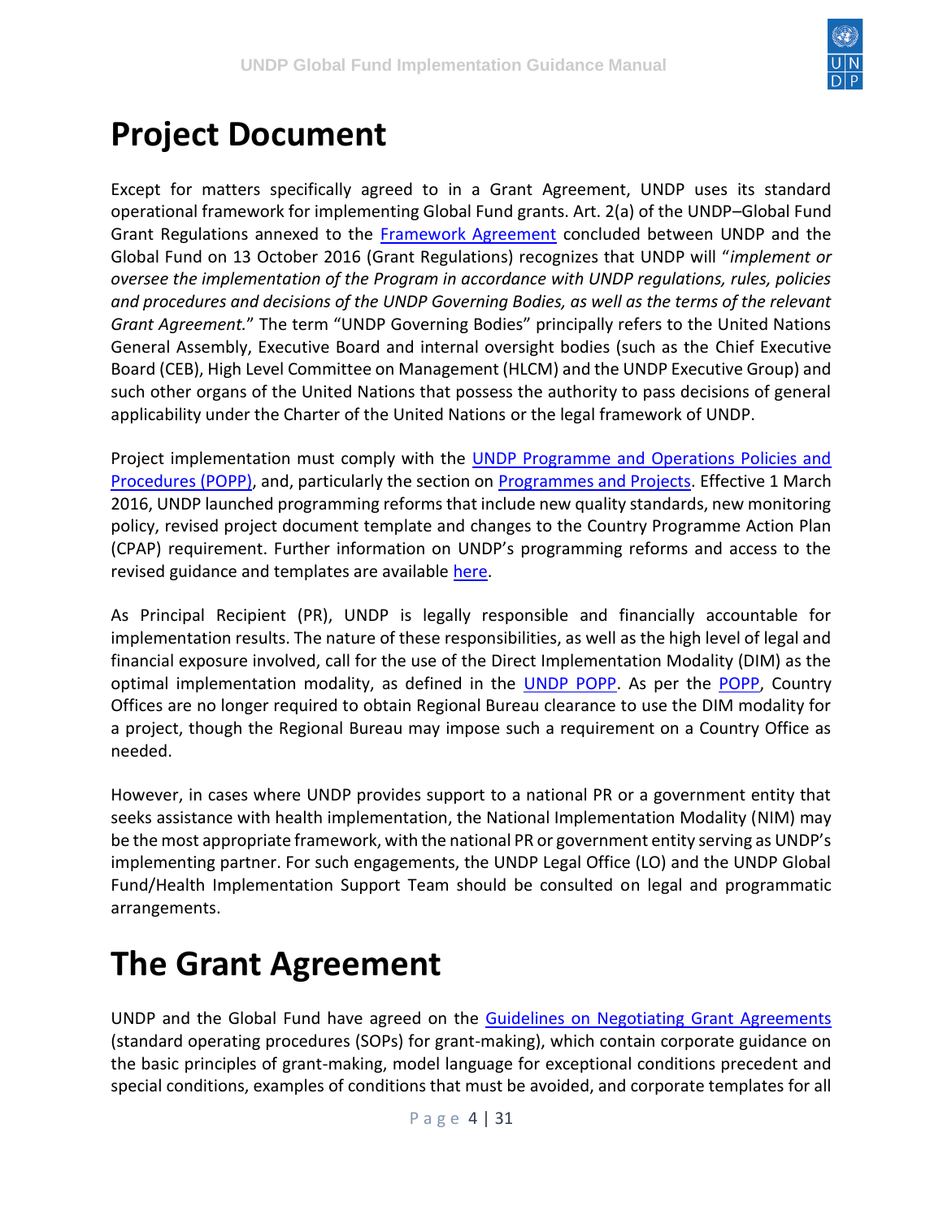# Project Document

Except for matters specifically agreed to in a Grant Agreement, UNDP uses its standard operational framework for implementing Global Fund grants. Art. 2(a) of the UNDP–Global Fund Grant Regulations annexed to the [Framework Agreement](#) concluded between UNDP and the Global Fund on 13 October 2016 (Grant Regulations) recognizes that UNDP will "*implement or oversee the implementation of the Program in accordance with UNDP regulations, rules, policies and procedures and decisions of the UNDP Governing Bodies, as well as the terms of the relevant Grant Agreement.*" The term "UNDP Governing Bodies" principally refers to the United Nations General Assembly, Executive Board and internal oversight bodies (such as the Chief Executive Board (CEB), High Level Committee on Management (HLCM) and the UNDP Executive Group) and such other organs of the United Nations that possess the authority to pass decisions of general applicability under the Charter of the United Nations or the legal framework of UNDP.

Project implementation must comply with the [UNDP Programme and Operations Policies and Procedures (POPP)](#), and, particularly the section on [Programmes and Projects](#). Effective 1 March 2016, UNDP launched programming reforms that include new quality standards, new monitoring policy, revised project document template and changes to the Country Programme Action Plan (CPAP) requirement. Further information on UNDP's programming reforms and access to the revised guidance and templates are available [here](#).

As Principal Recipient (PR), UNDP is legally responsible and financially accountable for implementation results. The nature of these responsibilities, as well as the high level of legal and financial exposure involved, call for the use of the Direct Implementation Modality (DIM) as the optimal implementation modality, as defined in the [UNDP POPP](#). As per the [POPP](#), Country Offices are no longer required to obtain Regional Bureau clearance to use the DIM modality for a project, though the Regional Bureau may impose such a requirement on a Country Office as needed.

However, in cases where UNDP provides support to a national PR or a government entity that seeks assistance with health implementation, the National Implementation Modality (NIM) may be the most appropriate framework, with the national PR or government entity serving as UNDP's implementing partner. For such engagements, the UNDP Legal Office (LO) and the UNDP Global Fund/Health Implementation Support Team should be consulted on legal and programmatic arrangements.

# The Grant Agreement

UNDP and the Global Fund have agreed on the [Guidelines on Negotiating Grant Agreements](#) (standard operating procedures (SOPs) for grant-making), which contain corporate guidance on the basic principles of grant-making, model language for exceptional conditions precedent and special conditions, examples of conditions that must be avoided, and corporate templates for all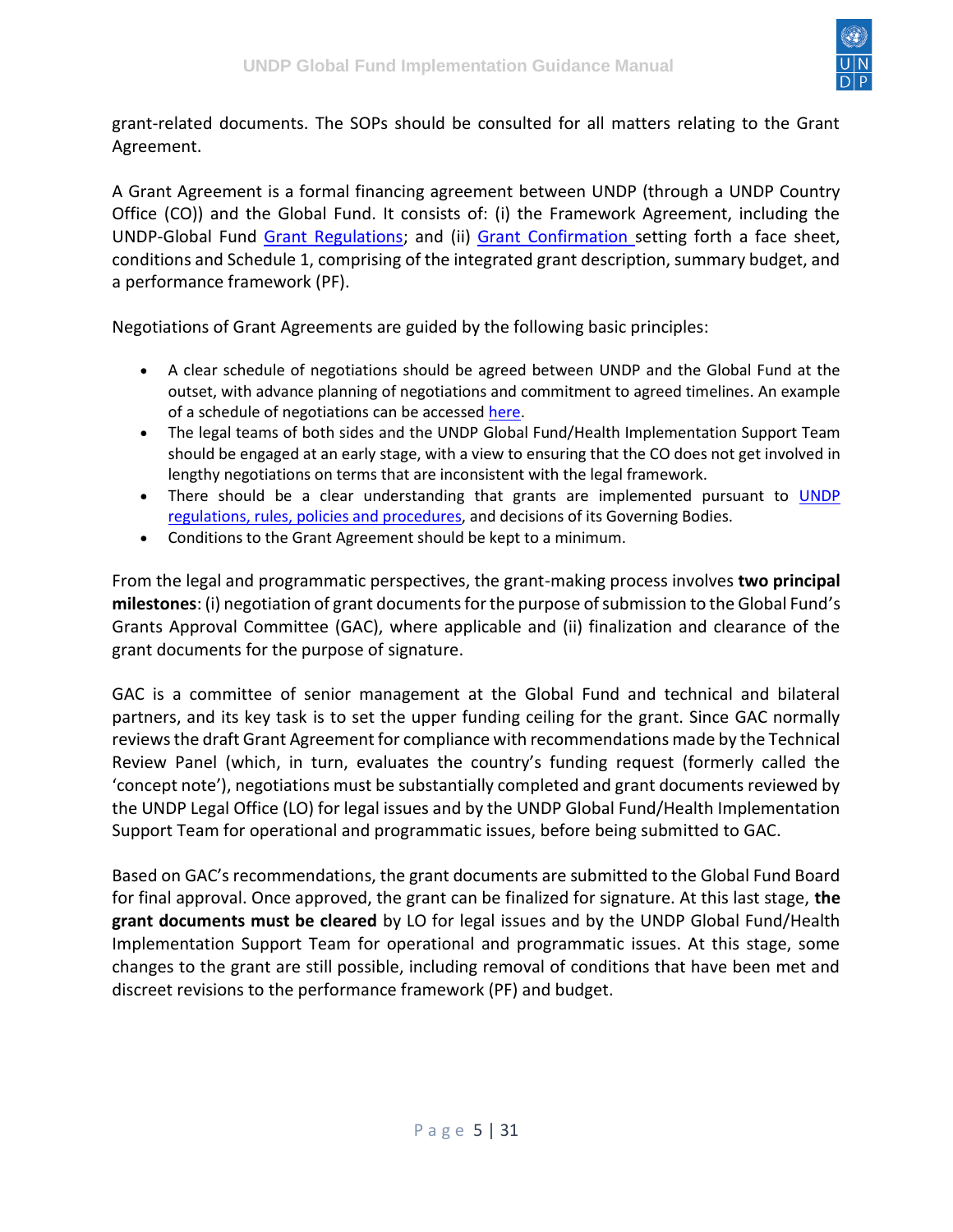grant-related documents. The SOPs should be consulted for all matters relating to the Grant Agreement.

A Grant Agreement is a formal financing agreement between UNDP (through a UNDP Country Office (CO)) and the Global Fund. It consists of: (i) the Framework Agreement, including the UNDP-Global Fund Grant Regulations; and (ii) Grant Confirmation setting forth a face sheet, conditions and Schedule 1, comprising of the integrated grant description, summary budget, and a performance framework (PF).

Negotiations of Grant Agreements are guided by the following basic principles:

- A clear schedule of negotiations should be agreed between UNDP and the Global Fund at the outset, with advance planning of negotiations and commitment to agreed timelines. An example of a schedule of negotiations can be accessed here.
- The legal teams of both sides and the UNDP Global Fund/Health Implementation Support Team should be engaged at an early stage, with a view to ensuring that the CO does not get involved in lengthy negotiations on terms that are inconsistent with the legal framework.
- There should be a clear understanding that grants are implemented pursuant to UNDP regulations, rules, policies and procedures, and decisions of its Governing Bodies.
- Conditions to the Grant Agreement should be kept to a minimum.

From the legal and programmatic perspectives, the grant-making process involves **two principal milestones**: (i) negotiation of grant documents for the purpose of submission to the Global Fund's Grants Approval Committee (GAC), where applicable and (ii) finalization and clearance of the grant documents for the purpose of signature.

GAC is a committee of senior management at the Global Fund and technical and bilateral partners, and its key task is to set the upper funding ceiling for the grant. Since GAC normally reviews the draft Grant Agreement for compliance with recommendations made by the Technical Review Panel (which, in turn, evaluates the country's funding request (formerly called the 'concept note'), negotiations must be substantially completed and grant documents reviewed by the UNDP Legal Office (LO) for legal issues and by the UNDP Global Fund/Health Implementation Support Team for operational and programmatic issues, before being submitted to GAC.

Based on GAC's recommendations, the grant documents are submitted to the Global Fund Board for final approval. Once approved, the grant can be finalized for signature. At this last stage, **the grant documents must be cleared** by LO for legal issues and by the UNDP Global Fund/Health Implementation Support Team for operational and programmatic issues. At this stage, some changes to the grant are still possible, including removal of conditions that have been met and discreet revisions to the performance framework (PF) and budget.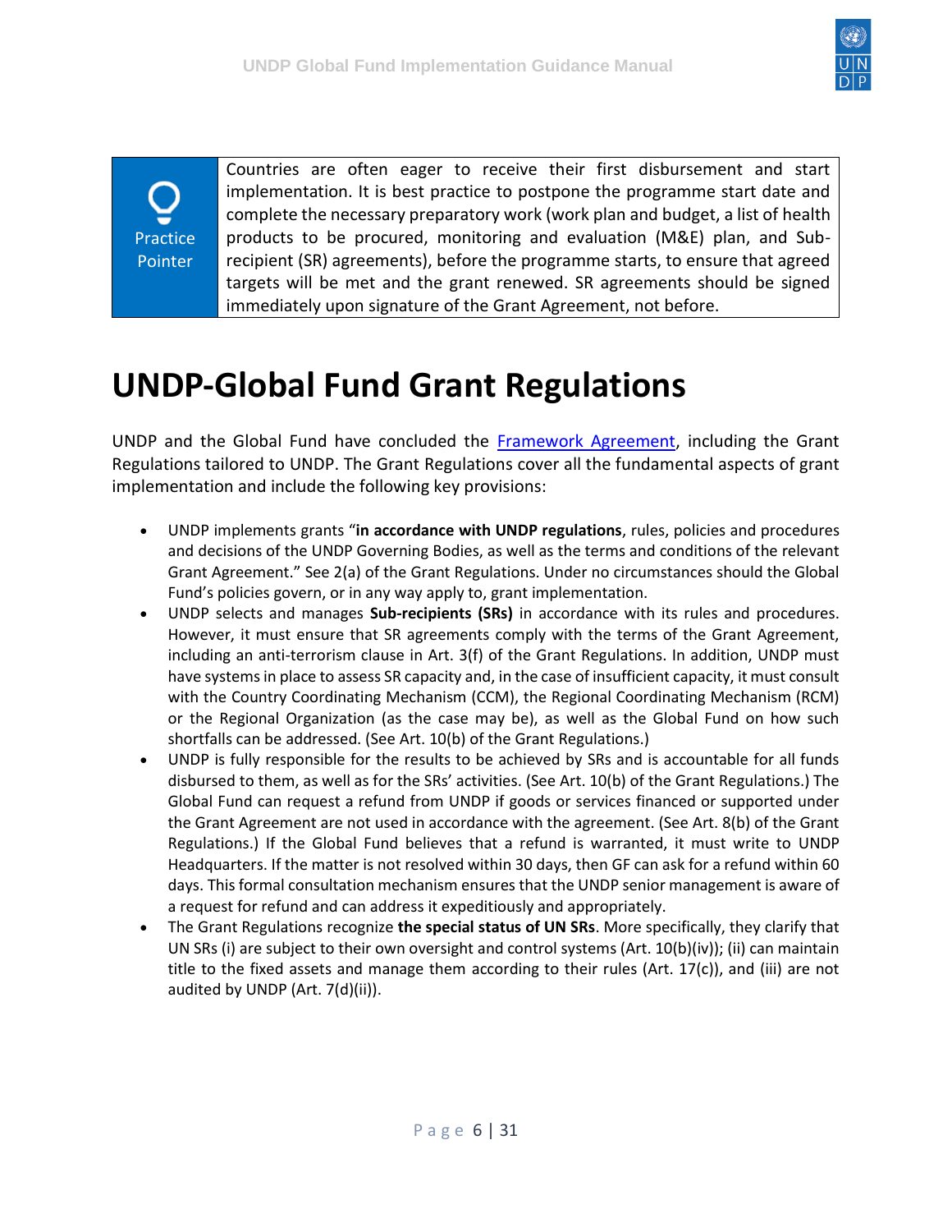| Practice Pointer | Countries are often eager to receive their first disbursement and start implementation. It is best practice to postpone the programme start date and complete the necessary preparatory work (work plan and budget, a list of health products to be procured, monitoring and evaluation (M&E) plan, and Sub-recipient (SR) agreements), before the programme starts, to ensure that agreed targets will be met and the grant renewed. SR agreements should be signed immediately upon signature of the Grant Agreement, not before. |
| --- | --- |

# UNDP-Global Fund Grant Regulations

UNDP and the Global Fund have concluded the [Framework Agreement](), including the Grant Regulations tailored to UNDP. The Grant Regulations cover all the fundamental aspects of grant implementation and include the following key provisions:

- UNDP implements grants "**in accordance with UNDP regulations**, rules, policies and procedures and decisions of the UNDP Governing Bodies, as well as the terms and conditions of the relevant Grant Agreement." See 2(a) of the Grant Regulations. Under no circumstances should the Global Fund's policies govern, or in any way apply to, grant implementation.
- UNDP selects and manages **Sub-recipients (SRs)** in accordance with its rules and procedures. However, it must ensure that SR agreements comply with the terms of the Grant Agreement, including an anti-terrorism clause in Art. 3(f) of the Grant Regulations. In addition, UNDP must have systems in place to assess SR capacity and, in the case of insufficient capacity, it must consult with the Country Coordinating Mechanism (CCM), the Regional Coordinating Mechanism (RCM) or the Regional Organization (as the case may be), as well as the Global Fund on how such shortfalls can be addressed. (See Art. 10(b) of the Grant Regulations.)
- UNDP is fully responsible for the results to be achieved by SRs and is accountable for all funds disbursed to them, as well as for the SRs' activities. (See Art. 10(b) of the Grant Regulations.) The Global Fund can request a refund from UNDP if goods or services financed or supported under the Grant Agreement are not used in accordance with the agreement. (See Art. 8(b) of the Grant Regulations.) If the Global Fund believes that a refund is warranted, it must write to UNDP Headquarters. If the matter is not resolved within 30 days, then GF can ask for a refund within 60 days. This formal consultation mechanism ensures that the UNDP senior management is aware of a request for refund and can address it expeditiously and appropriately.
- The Grant Regulations recognize **the special status of UN SRs**. More specifically, they clarify that UN SRs (i) are subject to their own oversight and control systems (Art. 10(b)(iv)); (ii) can maintain title to the fixed assets and manage them according to their rules (Art. 17(c)), and (iii) are not audited by UNDP (Art. 7(d)(ii)).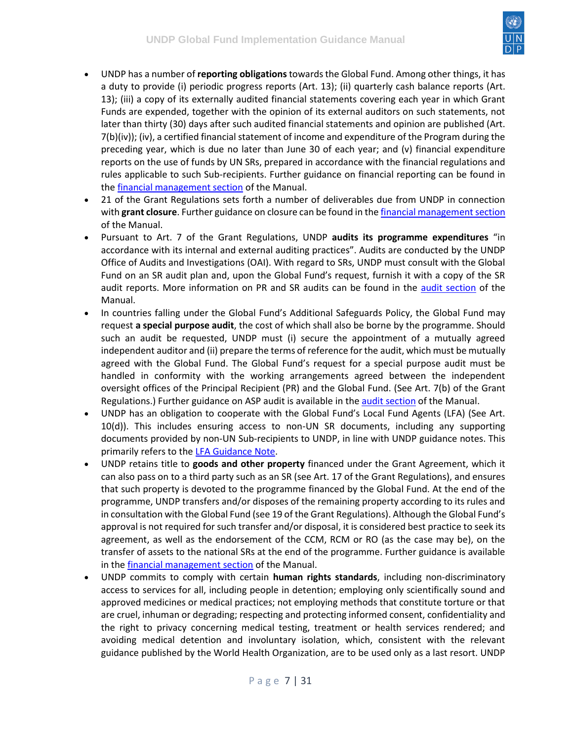- UNDP has a number of **reporting obligations** towards the Global Fund. Among other things, it has a duty to provide (i) periodic progress reports (Art. 13); (ii) quarterly cash balance reports (Art. 13); (iii) a copy of its externally audited financial statements covering each year in which Grant Funds are expended, together with the opinion of its external auditors on such statements, not later than thirty (30) days after such audited financial statements and opinion are published (Art. 7(b)(iv)); (iv), a certified financial statement of income and expenditure of the Program during the preceding year, which is due no later than June 30 of each year; and (v) financial expenditure reports on the use of funds by UN SRs, prepared in accordance with the financial regulations and rules applicable to such Sub-recipients. Further guidance on financial reporting can be found in the financial management section of the Manual.
- 21 of the Grant Regulations sets forth a number of deliverables due from UNDP in connection with **grant closure**. Further guidance on closure can be found in the financial management section of the Manual.
- Pursuant to Art. 7 of the Grant Regulations, UNDP **audits its programme expenditures** "in accordance with its internal and external auditing practices". Audits are conducted by the UNDP Office of Audits and Investigations (OAI). With regard to SRs, UNDP must consult with the Global Fund on an SR audit plan and, upon the Global Fund's request, furnish it with a copy of the SR audit reports. More information on PR and SR audits can be found in the audit section of the Manual.
- In countries falling under the Global Fund's Additional Safeguards Policy, the Global Fund may request **a special purpose audit**, the cost of which shall also be borne by the programme. Should such an audit be requested, UNDP must (i) secure the appointment of a mutually agreed independent auditor and (ii) prepare the terms of reference for the audit, which must be mutually agreed with the Global Fund. The Global Fund's request for a special purpose audit must be handled in conformity with the working arrangements agreed between the independent oversight offices of the Principal Recipient (PR) and the Global Fund. (See Art. 7(b) of the Grant Regulations.) Further guidance on ASP audit is available in the audit section of the Manual.
- UNDP has an obligation to cooperate with the Global Fund's Local Fund Agents (LFA) (See Art. 10(d)). This includes ensuring access to non-UN SR documents, including any supporting documents provided by non-UN Sub-recipients to UNDP, in line with UNDP guidance notes. This primarily refers to the LFA Guidance Note.
- UNDP retains title to **goods and other property** financed under the Grant Agreement, which it can also pass on to a third party such as an SR (see Art. 17 of the Grant Regulations), and ensures that such property is devoted to the programme financed by the Global Fund. At the end of the programme, UNDP transfers and/or disposes of the remaining property according to its rules and in consultation with the Global Fund (see 19 of the Grant Regulations). Although the Global Fund's approval is not required for such transfer and/or disposal, it is considered best practice to seek its agreement, as well as the endorsement of the CCM, RCM or RO (as the case may be), on the transfer of assets to the national SRs at the end of the programme. Further guidance is available in the financial management section of the Manual.
- UNDP commits to comply with certain **human rights standards**, including non-discriminatory access to services for all, including people in detention; employing only scientifically sound and approved medicines or medical practices; not employing methods that constitute torture or that are cruel, inhuman or degrading; respecting and protecting informed consent, confidentiality and the right to privacy concerning medical testing, treatment or health services rendered; and avoiding medical detention and involuntary isolation, which, consistent with the relevant guidance published by the World Health Organization, are to be used only as a last resort. UNDP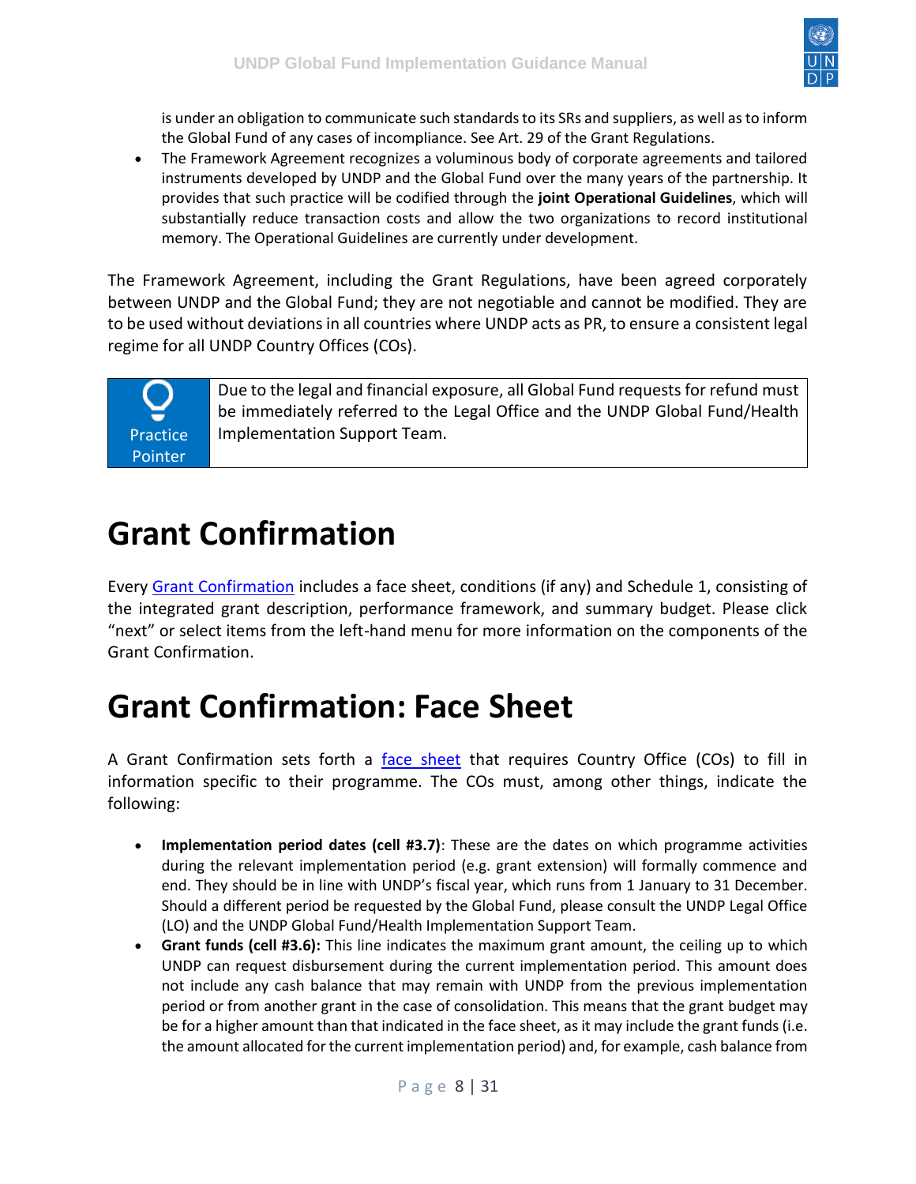is under an obligation to communicate such standards to its SRs and suppliers, as well as to inform the Global Fund of any cases of incompliance. See Art. 29 of the Grant Regulations.

- The Framework Agreement recognizes a voluminous body of corporate agreements and tailored instruments developed by UNDP and the Global Fund over the many years of the partnership. It provides that such practice will be codified through the **joint Operational Guidelines**, which will substantially reduce transaction costs and allow the two organizations to record institutional memory. The Operational Guidelines are currently under development.

The Framework Agreement, including the Grant Regulations, have been agreed corporately between UNDP and the Global Fund; they are not negotiable and cannot be modified. They are to be used without deviations in all countries where UNDP acts as PR, to ensure a consistent legal regime for all UNDP Country Offices (COs).

| Practice Pointer | Due to the legal and financial exposure, all Global Fund requests for refund must be immediately referred to the Legal Office and the UNDP Global Fund/Health Implementation Support Team. |
|---|---|

# Grant Confirmation

Every Grant Confirmation includes a face sheet, conditions (if any) and Schedule 1, consisting of the integrated grant description, performance framework, and summary budget. Please click "next" or select items from the left-hand menu for more information on the components of the Grant Confirmation.

# Grant Confirmation: Face Sheet

A Grant Confirmation sets forth a face sheet that requires Country Office (COs) to fill in information specific to their programme. The COs must, among other things, indicate the following:

- **Implementation period dates (cell #3.7)**: These are the dates on which programme activities during the relevant implementation period (e.g. grant extension) will formally commence and end. They should be in line with UNDP's fiscal year, which runs from 1 January to 31 December. Should a different period be requested by the Global Fund, please consult the UNDP Legal Office (LO) and the UNDP Global Fund/Health Implementation Support Team.
- **Grant funds (cell #3.6):** This line indicates the maximum grant amount, the ceiling up to which UNDP can request disbursement during the current implementation period. This amount does not include any cash balance that may remain with UNDP from the previous implementation period or from another grant in the case of consolidation. This means that the grant budget may be for a higher amount than that indicated in the face sheet, as it may include the grant funds (i.e. the amount allocated for the current implementation period) and, for example, cash balance from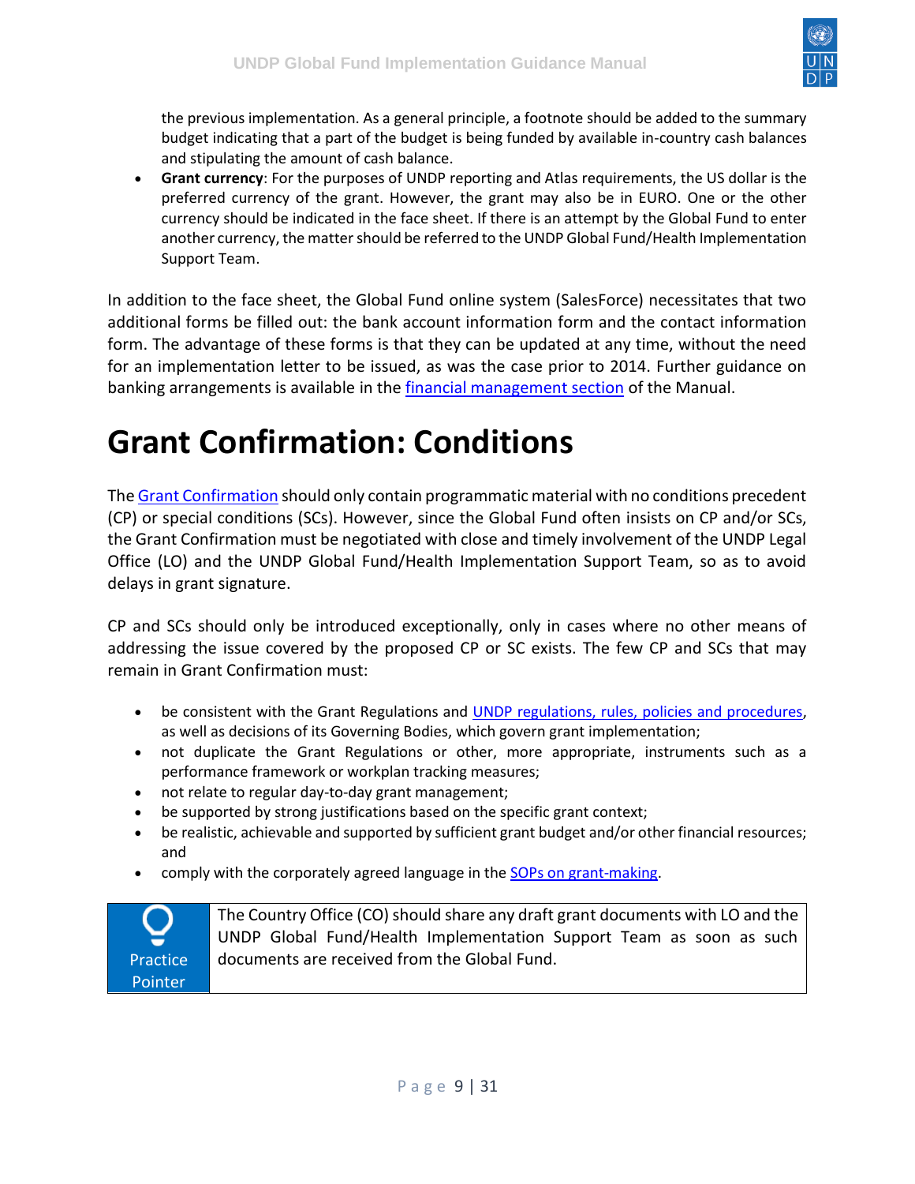the previous implementation. As a general principle, a footnote should be added to the summary budget indicating that a part of the budget is being funded by available in-country cash balances and stipulating the amount of cash balance.

- **Grant currency**: For the purposes of UNDP reporting and Atlas requirements, the US dollar is the preferred currency of the grant. However, the grant may also be in EURO. One or the other currency should be indicated in the face sheet. If there is an attempt by the Global Fund to enter another currency, the matter should be referred to the UNDP Global Fund/Health Implementation Support Team.

In addition to the face sheet, the Global Fund online system (SalesForce) necessitates that two additional forms be filled out: the bank account information form and the contact information form. The advantage of these forms is that they can be updated at any time, without the need for an implementation letter to be issued, as was the case prior to 2014. Further guidance on banking arrangements is available in the financial management section of the Manual.

# Grant Confirmation: Conditions

The Grant Confirmation should only contain programmatic material with no conditions precedent (CP) or special conditions (SCs). However, since the Global Fund often insists on CP and/or SCs, the Grant Confirmation must be negotiated with close and timely involvement of the UNDP Legal Office (LO) and the UNDP Global Fund/Health Implementation Support Team, so as to avoid delays in grant signature.

CP and SCs should only be introduced exceptionally, only in cases where no other means of addressing the issue covered by the proposed CP or SC exists. The few CP and SCs that may remain in Grant Confirmation must:

- be consistent with the Grant Regulations and UNDP regulations, rules, policies and procedures, as well as decisions of its Governing Bodies, which govern grant implementation;
- not duplicate the Grant Regulations or other, more appropriate, instruments such as a performance framework or workplan tracking measures;
- not relate to regular day-to-day grant management;
- be supported by strong justifications based on the specific grant context;
- be realistic, achievable and supported by sufficient grant budget and/or other financial resources; and
- comply with the corporately agreed language in the SOPs on grant-making.

| Practice Pointer | The Country Office (CO) should share any draft grant documents with LO and the UNDP Global Fund/Health Implementation Support Team as soon as such documents are received from the Global Fund. |
|---|---|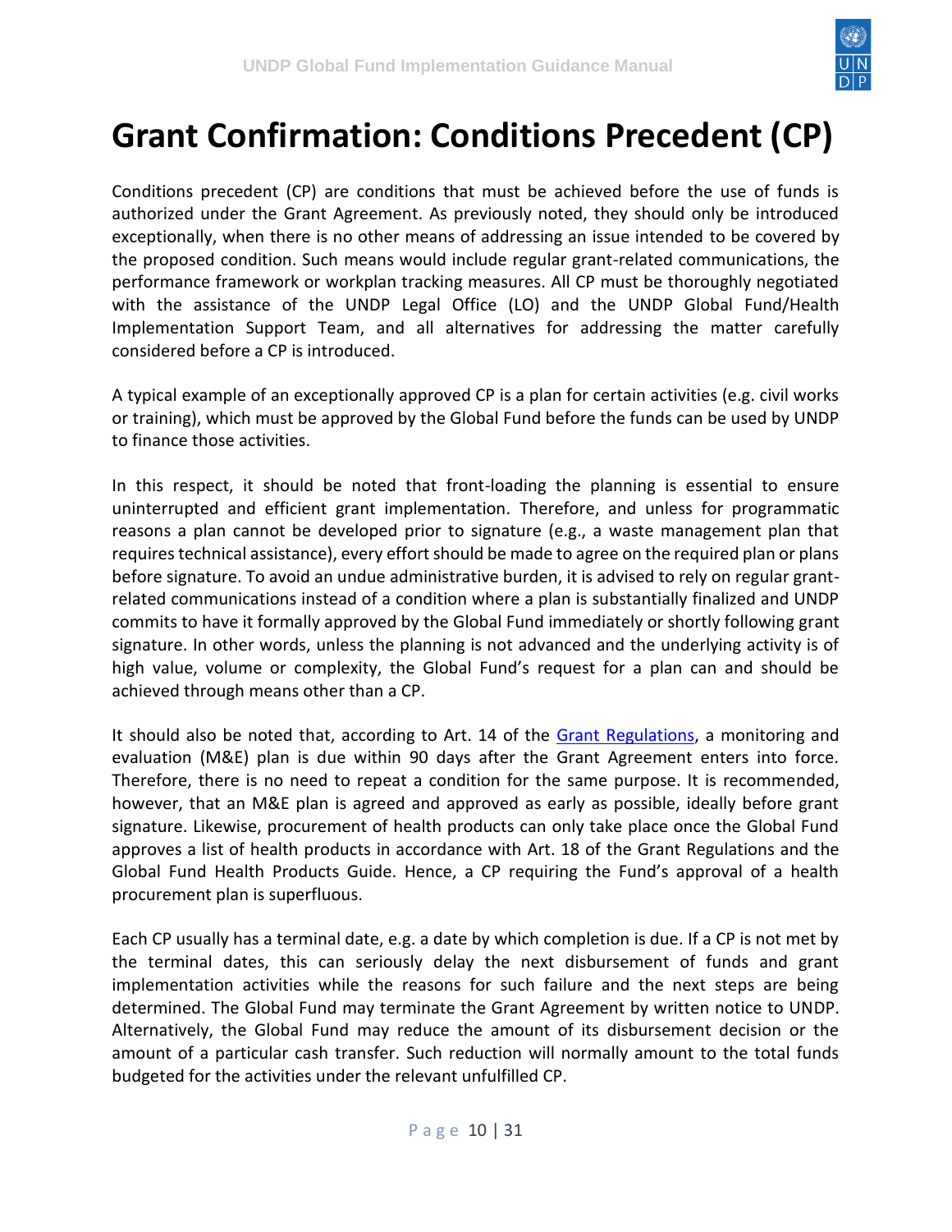# Grant Confirmation: Conditions Precedent (CP)

Conditions precedent (CP) are conditions that must be achieved before the use of funds is authorized under the Grant Agreement. As previously noted, they should only be introduced exceptionally, when there is no other means of addressing an issue intended to be covered by the proposed condition. Such means would include regular grant-related communications, the performance framework or workplan tracking measures. All CP must be thoroughly negotiated with the assistance of the UNDP Legal Office (LO) and the UNDP Global Fund/Health Implementation Support Team, and all alternatives for addressing the matter carefully considered before a CP is introduced.

A typical example of an exceptionally approved CP is a plan for certain activities (e.g. civil works or training), which must be approved by the Global Fund before the funds can be used by UNDP to finance those activities.

In this respect, it should be noted that front-loading the planning is essential to ensure uninterrupted and efficient grant implementation. Therefore, and unless for programmatic reasons a plan cannot be developed prior to signature (e.g., a waste management plan that requires technical assistance), every effort should be made to agree on the required plan or plans before signature. To avoid an undue administrative burden, it is advised to rely on regular grant-related communications instead of a condition where a plan is substantially finalized and UNDP commits to have it formally approved by the Global Fund immediately or shortly following grant signature. In other words, unless the planning is not advanced and the underlying activity is of high value, volume or complexity, the Global Fund's request for a plan can and should be achieved through means other than a CP.

It should also be noted that, according to Art. 14 of the [Grant Regulations](), a monitoring and evaluation (M&E) plan is due within 90 days after the Grant Agreement enters into force. Therefore, there is no need to repeat a condition for the same purpose. It is recommended, however, that an M&E plan is agreed and approved as early as possible, ideally before grant signature. Likewise, procurement of health products can only take place once the Global Fund approves a list of health products in accordance with Art. 18 of the Grant Regulations and the Global Fund Health Products Guide. Hence, a CP requiring the Fund's approval of a health procurement plan is superfluous.

Each CP usually has a terminal date, e.g. a date by which completion is due. If a CP is not met by the terminal dates, this can seriously delay the next disbursement of funds and grant implementation activities while the reasons for such failure and the next steps are being determined. The Global Fund may terminate the Grant Agreement by written notice to UNDP. Alternatively, the Global Fund may reduce the amount of its disbursement decision or the amount of a particular cash transfer. Such reduction will normally amount to the total funds budgeted for the activities under the relevant unfulfilled CP.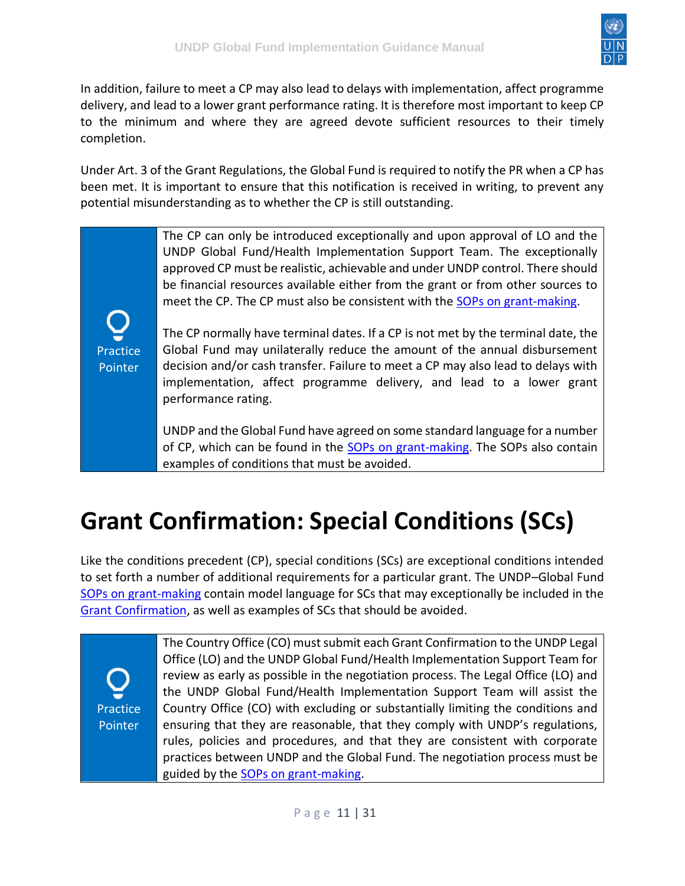In addition, failure to meet a CP may also lead to delays with implementation, affect programme delivery, and lead to a lower grant performance rating. It is therefore most important to keep CP to the minimum and where they are agreed devote sufficient resources to their timely completion.

Under Art. 3 of the Grant Regulations, the Global Fund is required to notify the PR when a CP has been met. It is important to ensure that this notification is received in writing, to prevent any potential misunderstanding as to whether the CP is still outstanding.

> **Practice Pointer**
>
> The CP can only be introduced exceptionally and upon approval of LO and the UNDP Global Fund/Health Implementation Support Team. The exceptionally approved CP must be realistic, achievable and under UNDP control. There should be financial resources available either from the grant or from other sources to meet the CP. The CP must also be consistent with the [SOPs on grant-making](#).
>
> The CP normally have terminal dates. If a CP is not met by the terminal date, the Global Fund may unilaterally reduce the amount of the annual disbursement decision and/or cash transfer. Failure to meet a CP may also lead to delays with implementation, affect programme delivery, and lead to a lower grant performance rating.
>
> UNDP and the Global Fund have agreed on some standard language for a number of CP, which can be found in the [SOPs on grant-making](#). The SOPs also contain examples of conditions that must be avoided.

# Grant Confirmation: Special Conditions (SCs)

Like the conditions precedent (CP), special conditions (SCs) are exceptional conditions intended to set forth a number of additional requirements for a particular grant. The UNDP–Global Fund [SOPs on grant-making](#) contain model language for SCs that may exceptionally be included in the [Grant Confirmation](#), as well as examples of SCs that should be avoided.

> **Practice Pointer**
>
> The Country Office (CO) must submit each Grant Confirmation to the UNDP Legal Office (LO) and the UNDP Global Fund/Health Implementation Support Team for review as early as possible in the negotiation process. The Legal Office (LO) and the UNDP Global Fund/Health Implementation Support Team will assist the Country Office (CO) with excluding or substantially limiting the conditions and ensuring that they are reasonable, that they comply with UNDP's regulations, rules, policies and procedures, and that they are consistent with corporate practices between UNDP and the Global Fund. The negotiation process must be guided by the [SOPs on grant-making](#).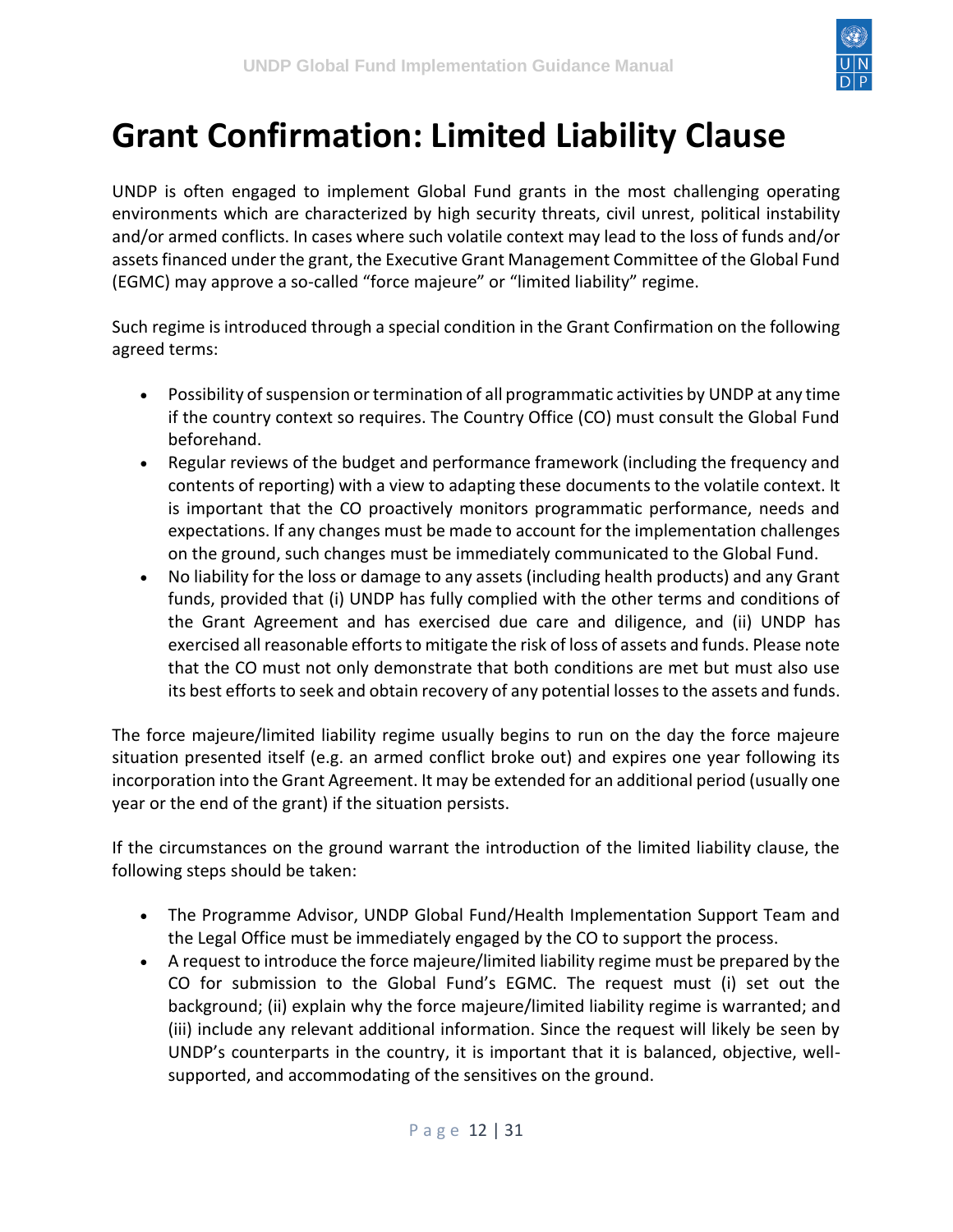# Grant Confirmation: Limited Liability Clause

UNDP is often engaged to implement Global Fund grants in the most challenging operating environments which are characterized by high security threats, civil unrest, political instability and/or armed conflicts. In cases where such volatile context may lead to the loss of funds and/or assets financed under the grant, the Executive Grant Management Committee of the Global Fund (EGMC) may approve a so-called "force majeure" or "limited liability" regime.

Such regime is introduced through a special condition in the Grant Confirmation on the following agreed terms:

- Possibility of suspension or termination of all programmatic activities by UNDP at any time if the country context so requires. The Country Office (CO) must consult the Global Fund beforehand.
- Regular reviews of the budget and performance framework (including the frequency and contents of reporting) with a view to adapting these documents to the volatile context. It is important that the CO proactively monitors programmatic performance, needs and expectations. If any changes must be made to account for the implementation challenges on the ground, such changes must be immediately communicated to the Global Fund.
- No liability for the loss or damage to any assets (including health products) and any Grant funds, provided that (i) UNDP has fully complied with the other terms and conditions of the Grant Agreement and has exercised due care and diligence, and (ii) UNDP has exercised all reasonable efforts to mitigate the risk of loss of assets and funds. Please note that the CO must not only demonstrate that both conditions are met but must also use its best efforts to seek and obtain recovery of any potential losses to the assets and funds.

The force majeure/limited liability regime usually begins to run on the day the force majeure situation presented itself (e.g. an armed conflict broke out) and expires one year following its incorporation into the Grant Agreement. It may be extended for an additional period (usually one year or the end of the grant) if the situation persists.

If the circumstances on the ground warrant the introduction of the limited liability clause, the following steps should be taken:

- The Programme Advisor, UNDP Global Fund/Health Implementation Support Team and the Legal Office must be immediately engaged by the CO to support the process.
- A request to introduce the force majeure/limited liability regime must be prepared by the CO for submission to the Global Fund's EGMC. The request must (i) set out the background; (ii) explain why the force majeure/limited liability regime is warranted; and (iii) include any relevant additional information. Since the request will likely be seen by UNDP's counterparts in the country, it is important that it is balanced, objective, well-supported, and accommodating of the sensitives on the ground.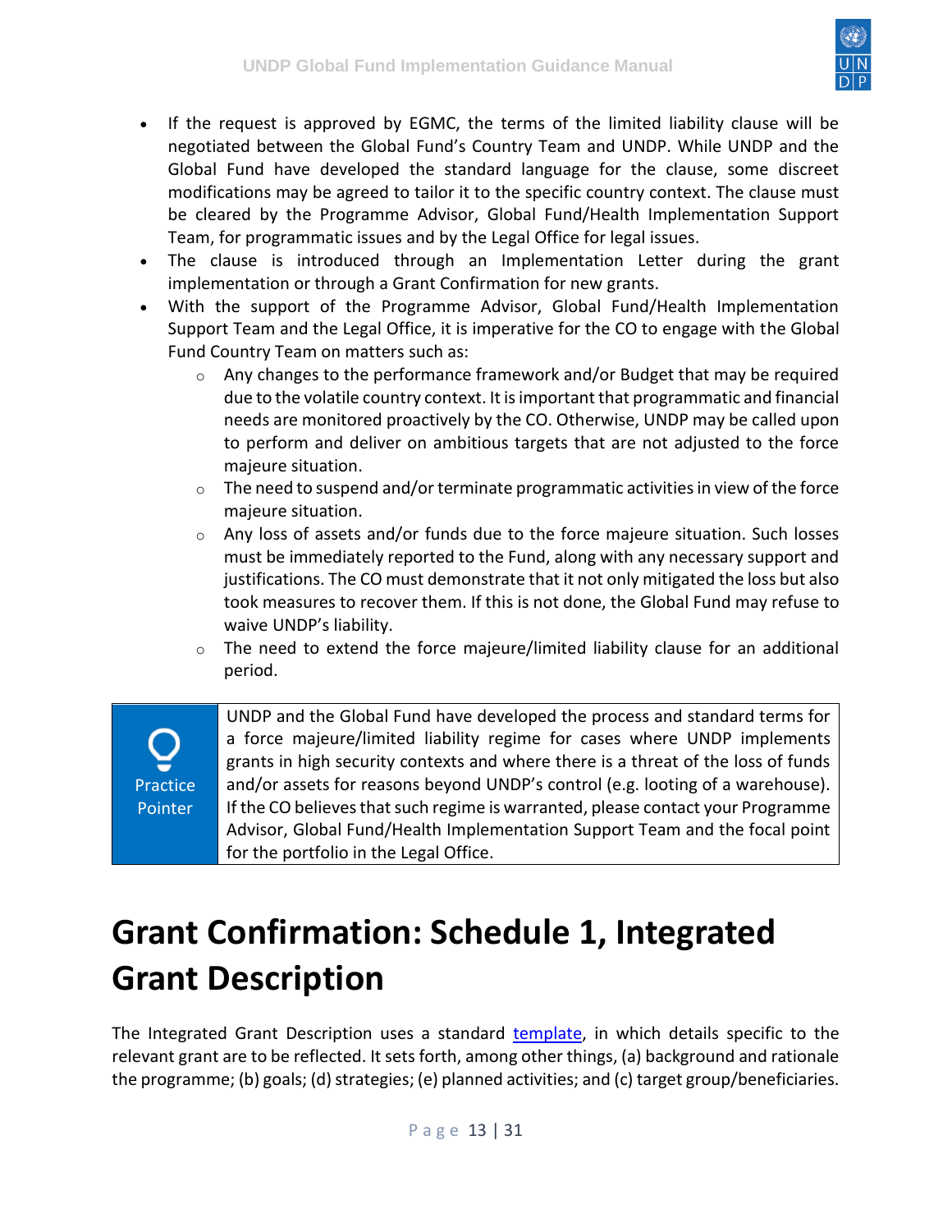- If the request is approved by EGMC, the terms of the limited liability clause will be negotiated between the Global Fund's Country Team and UNDP. While UNDP and the Global Fund have developed the standard language for the clause, some discreet modifications may be agreed to tailor it to the specific country context. The clause must be cleared by the Programme Advisor, Global Fund/Health Implementation Support Team, for programmatic issues and by the Legal Office for legal issues.
- The clause is introduced through an Implementation Letter during the grant implementation or through a Grant Confirmation for new grants.
- With the support of the Programme Advisor, Global Fund/Health Implementation Support Team and the Legal Office, it is imperative for the CO to engage with the Global Fund Country Team on matters such as:
    - Any changes to the performance framework and/or Budget that may be required due to the volatile country context. It is important that programmatic and financial needs are monitored proactively by the CO. Otherwise, UNDP may be called upon to perform and deliver on ambitious targets that are not adjusted to the force majeure situation.
    - The need to suspend and/or terminate programmatic activities in view of the force majeure situation.
    - Any loss of assets and/or funds due to the force majeure situation. Such losses must be immediately reported to the Fund, along with any necessary support and justifications. The CO must demonstrate that it not only mitigated the loss but also took measures to recover them. If this is not done, the Global Fund may refuse to waive UNDP's liability.
    - The need to extend the force majeure/limited liability clause for an additional period.

| Practice Pointer | UNDP and the Global Fund have developed the process and standard terms for a force majeure/limited liability regime for cases where UNDP implements grants in high security contexts and where there is a threat of the loss of funds and/or assets for reasons beyond UNDP's control (e.g. looting of a warehouse). If the CO believes that such regime is warranted, please contact your Programme Advisor, Global Fund/Health Implementation Support Team and the focal point for the portfolio in the Legal Office. |
|---|---|

# Grant Confirmation: Schedule 1, Integrated Grant Description

The Integrated Grant Description uses a standard [template](), in which details specific to the relevant grant are to be reflected. It sets forth, among other things, (a) background and rationale the programme; (b) goals; (d) strategies; (e) planned activities; and (c) target group/beneficiaries.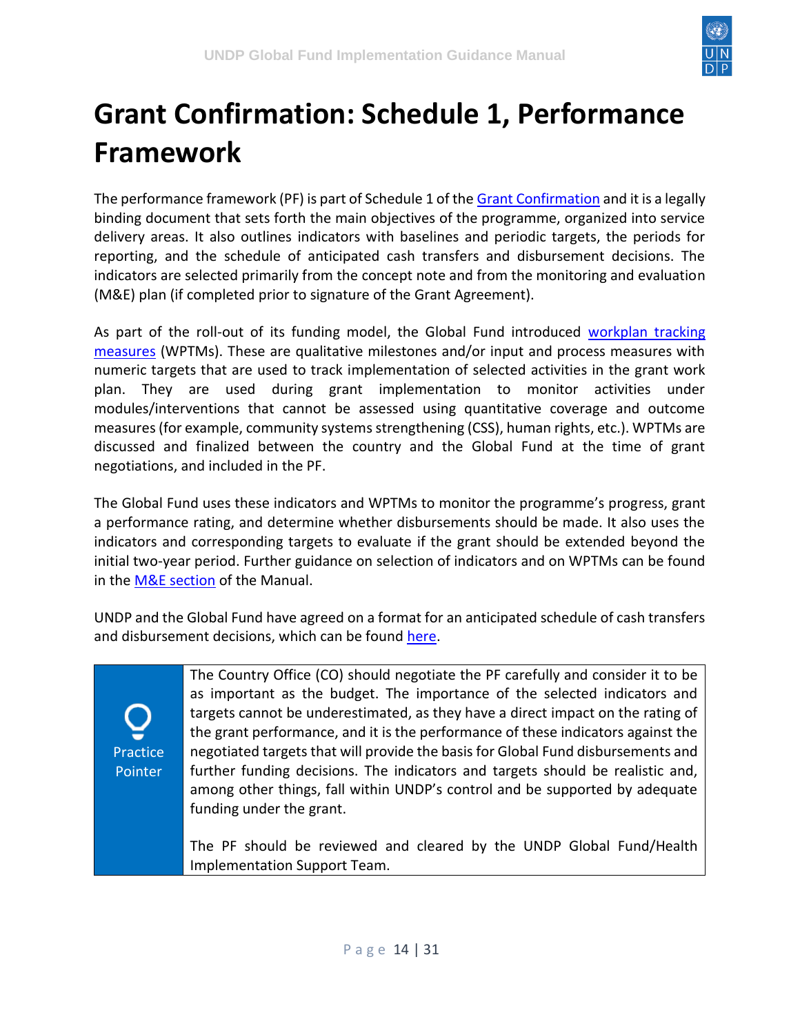# Grant Confirmation: Schedule 1, Performance Framework

The performance framework (PF) is part of Schedule 1 of the Grant Confirmation and it is a legally binding document that sets forth the main objectives of the programme, organized into service delivery areas. It also outlines indicators with baselines and periodic targets, the periods for reporting, and the schedule of anticipated cash transfers and disbursement decisions. The indicators are selected primarily from the concept note and from the monitoring and evaluation (M&E) plan (if completed prior to signature of the Grant Agreement).

As part of the roll-out of its funding model, the Global Fund introduced workplan tracking measures (WPTMs). These are qualitative milestones and/or input and process measures with numeric targets that are used to track implementation of selected activities in the grant work plan. They are used during grant implementation to monitor activities under modules/interventions that cannot be assessed using quantitative coverage and outcome measures (for example, community systems strengthening (CSS), human rights, etc.). WPTMs are discussed and finalized between the country and the Global Fund at the time of grant negotiations, and included in the PF.

The Global Fund uses these indicators and WPTMs to monitor the programme's progress, grant a performance rating, and determine whether disbursements should be made. It also uses the indicators and corresponding targets to evaluate if the grant should be extended beyond the initial two-year period. Further guidance on selection of indicators and on WPTMs can be found in the M&E section of the Manual.

UNDP and the Global Fund have agreed on a format for an anticipated schedule of cash transfers and disbursement decisions, which can be found here.

| Practice Pointer | The Country Office (CO) should negotiate the PF carefully and consider it to be as important as the budget. The importance of the selected indicators and targets cannot be underestimated, as they have a direct impact on the rating of the grant performance, and it is the performance of these indicators against the negotiated targets that will provide the basis for Global Fund disbursements and further funding decisions. The indicators and targets should be realistic and, among other things, fall within UNDP's control and be supported by adequate funding under the grant.<br><br>The PF should be reviewed and cleared by the UNDP Global Fund/Health Implementation Support Team. |
|---|---|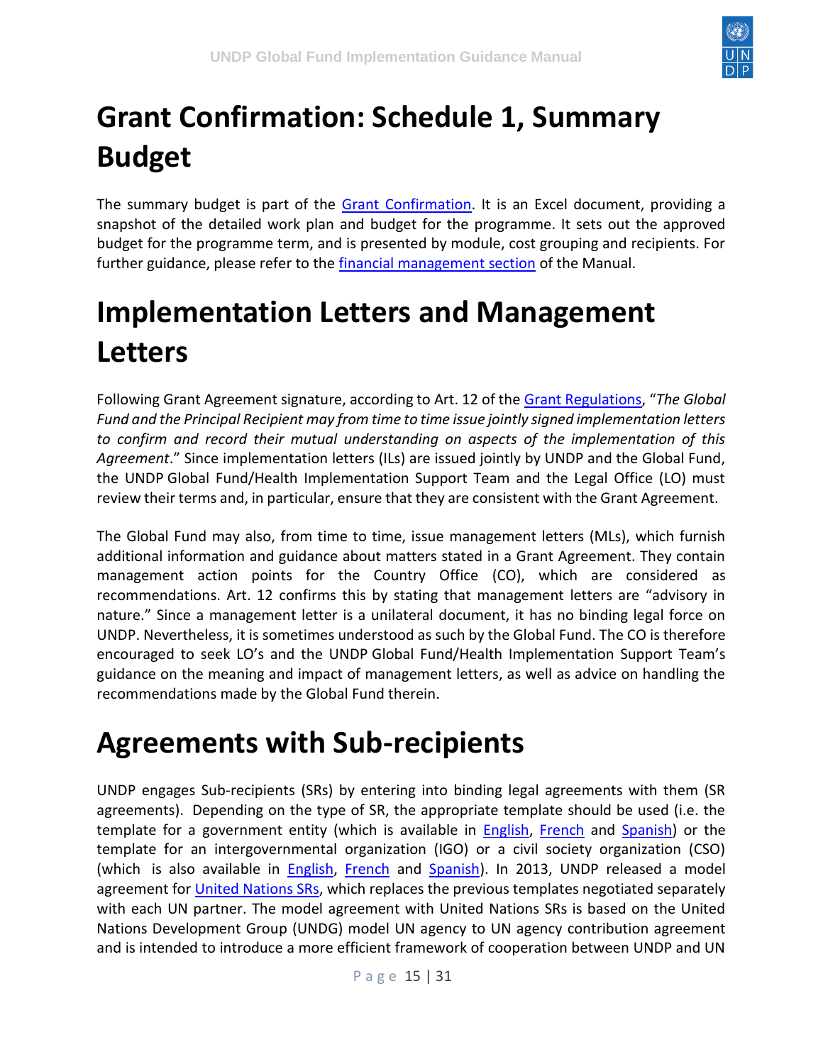# Grant Confirmation: Schedule 1, Summary Budget

The summary budget is part of the Grant Confirmation. It is an Excel document, providing a snapshot of the detailed work plan and budget for the programme. It sets out the approved budget for the programme term, and is presented by module, cost grouping and recipients. For further guidance, please refer to the financial management section of the Manual.

# Implementation Letters and Management Letters

Following Grant Agreement signature, according to Art. 12 of the Grant Regulations, "*The Global Fund and the Principal Recipient may from time to time issue jointly signed implementation letters to confirm and record their mutual understanding on aspects of the implementation of this Agreement*." Since implementation letters (ILs) are issued jointly by UNDP and the Global Fund, the UNDP Global Fund/Health Implementation Support Team and the Legal Office (LO) must review their terms and, in particular, ensure that they are consistent with the Grant Agreement.

The Global Fund may also, from time to time, issue management letters (MLs), which furnish additional information and guidance about matters stated in a Grant Agreement. They contain management action points for the Country Office (CO), which are considered as recommendations. Art. 12 confirms this by stating that management letters are "advisory in nature." Since a management letter is a unilateral document, it has no binding legal force on UNDP. Nevertheless, it is sometimes understood as such by the Global Fund. The CO is therefore encouraged to seek LO's and the UNDP Global Fund/Health Implementation Support Team's guidance on the meaning and impact of management letters, as well as advice on handling the recommendations made by the Global Fund therein.

# Agreements with Sub-recipients

UNDP engages Sub-recipients (SRs) by entering into binding legal agreements with them (SR agreements). Depending on the type of SR, the appropriate template should be used (i.e. the template for a government entity (which is available in English, French and Spanish) or the template for an intergovernmental organization (IGO) or a civil society organization (CSO) (which is also available in English, French and Spanish). In 2013, UNDP released a model agreement for United Nations SRs, which replaces the previous templates negotiated separately with each UN partner. The model agreement with United Nations SRs is based on the United Nations Development Group (UNDG) model UN agency to UN agency contribution agreement and is intended to introduce a more efficient framework of cooperation between UNDP and UN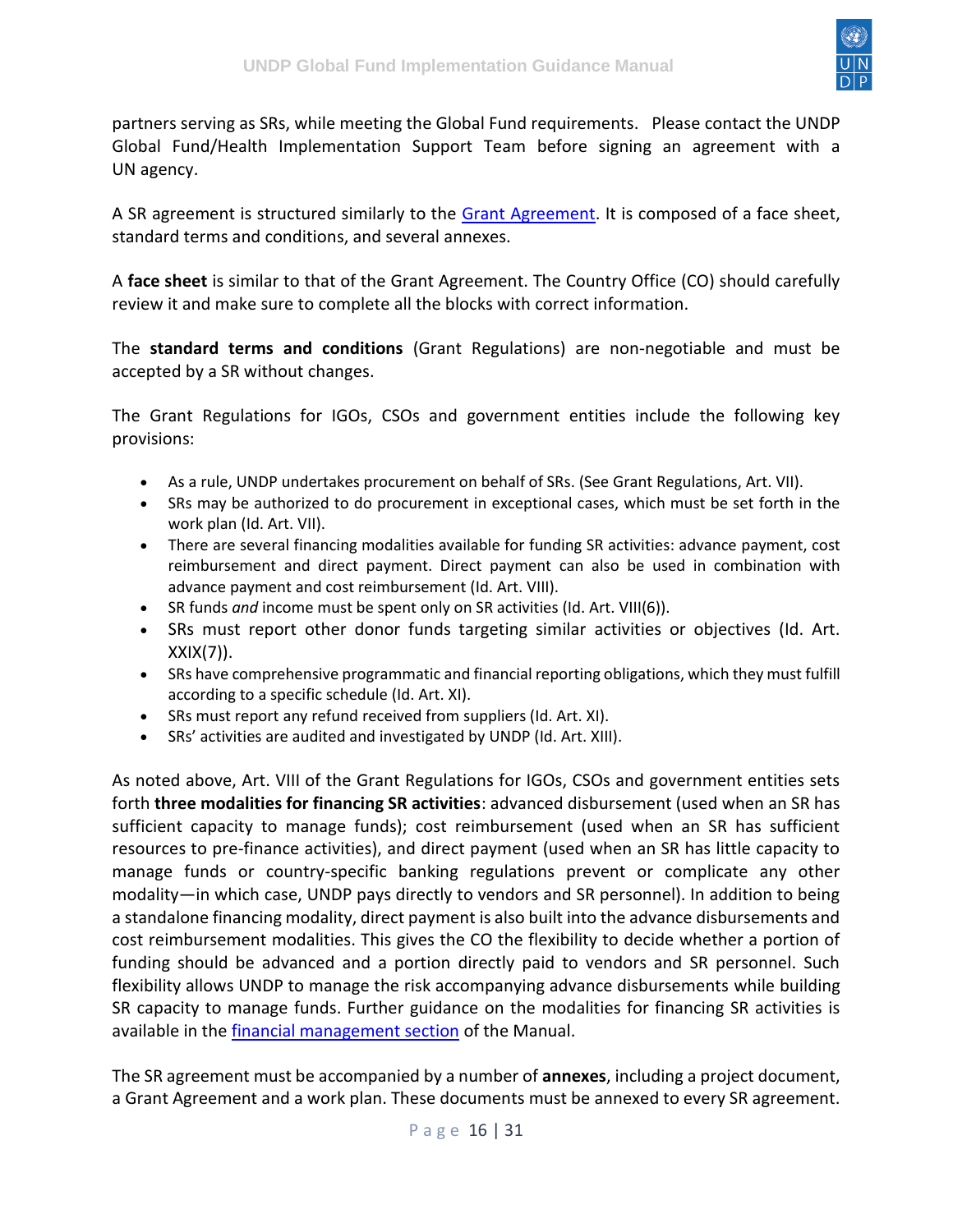partners serving as SRs, while meeting the Global Fund requirements. Please contact the UNDP Global Fund/Health Implementation Support Team before signing an agreement with a UN agency.

A SR agreement is structured similarly to the [Grant Agreement](). It is composed of a face sheet, standard terms and conditions, and several annexes.

A **face sheet** is similar to that of the Grant Agreement. The Country Office (CO) should carefully review it and make sure to complete all the blocks with correct information.

The **standard terms and conditions** (Grant Regulations) are non-negotiable and must be accepted by a SR without changes.

The Grant Regulations for IGOs, CSOs and government entities include the following key provisions:

- As a rule, UNDP undertakes procurement on behalf of SRs. (See Grant Regulations, Art. VII).
- SRs may be authorized to do procurement in exceptional cases, which must be set forth in the work plan (Id. Art. VII).
- There are several financing modalities available for funding SR activities: advance payment, cost reimbursement and direct payment. Direct payment can also be used in combination with advance payment and cost reimbursement (Id. Art. VIII).
- SR funds *and* income must be spent only on SR activities (Id. Art. VIII(6)).
- SRs must report other donor funds targeting similar activities or objectives (Id. Art. XXIX(7)).
- SRs have comprehensive programmatic and financial reporting obligations, which they must fulfill according to a specific schedule (Id. Art. XI).
- SRs must report any refund received from suppliers (Id. Art. XI).
- SRs' activities are audited and investigated by UNDP (Id. Art. XIII).

As noted above, Art. VIII of the Grant Regulations for IGOs, CSOs and government entities sets forth **three modalities for financing SR activities**: advanced disbursement (used when an SR has sufficient capacity to manage funds); cost reimbursement (used when an SR has sufficient resources to pre-finance activities), and direct payment (used when an SR has little capacity to manage funds or country-specific banking regulations prevent or complicate any other modality—in which case, UNDP pays directly to vendors and SR personnel). In addition to being a standalone financing modality, direct payment is also built into the advance disbursements and cost reimbursement modalities. This gives the CO the flexibility to decide whether a portion of funding should be advanced and a portion directly paid to vendors and SR personnel. Such flexibility allows UNDP to manage the risk accompanying advance disbursements while building SR capacity to manage funds. Further guidance on the modalities for financing SR activities is available in the [financial management section]() of the Manual.

The SR agreement must be accompanied by a number of **annexes**, including a project document, a Grant Agreement and a work plan. These documents must be annexed to every SR agreement.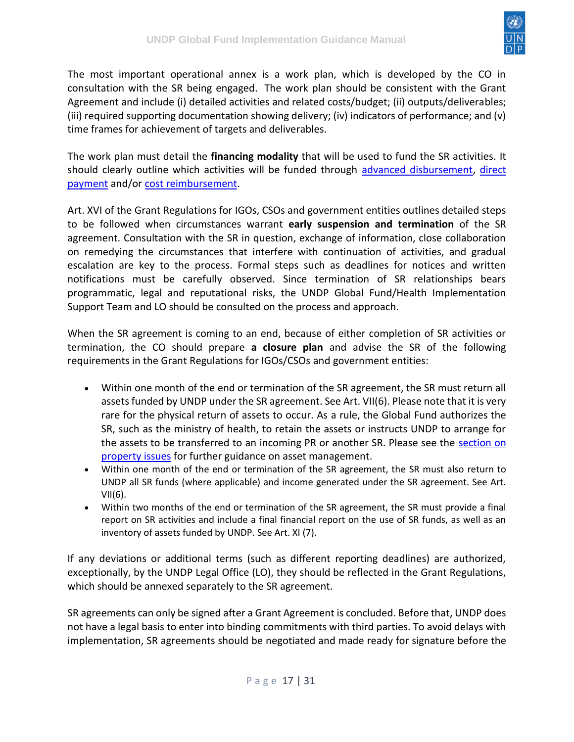The most important operational annex is a work plan, which is developed by the CO in consultation with the SR being engaged. The work plan should be consistent with the Grant Agreement and include (i) detailed activities and related costs/budget; (ii) outputs/deliverables; (iii) required supporting documentation showing delivery; (iv) indicators of performance; and (v) time frames for achievement of targets and deliverables.

The work plan must detail the **financing modality** that will be used to fund the SR activities. It should clearly outline which activities will be funded through advanced disbursement, direct payment and/or cost reimbursement.

Art. XVI of the Grant Regulations for IGOs, CSOs and government entities outlines detailed steps to be followed when circumstances warrant **early suspension and termination** of the SR agreement. Consultation with the SR in question, exchange of information, close collaboration on remedying the circumstances that interfere with continuation of activities, and gradual escalation are key to the process. Formal steps such as deadlines for notices and written notifications must be carefully observed. Since termination of SR relationships bears programmatic, legal and reputational risks, the UNDP Global Fund/Health Implementation Support Team and LO should be consulted on the process and approach.

When the SR agreement is coming to an end, because of either completion of SR activities or termination, the CO should prepare **a closure plan** and advise the SR of the following requirements in the Grant Regulations for IGOs/CSOs and government entities:

- Within one month of the end or termination of the SR agreement, the SR must return all assets funded by UNDP under the SR agreement. See Art. VII(6). Please note that it is very rare for the physical return of assets to occur. As a rule, the Global Fund authorizes the SR, such as the ministry of health, to retain the assets or instructs UNDP to arrange for the assets to be transferred to an incoming PR or another SR. Please see the section on property issues for further guidance on asset management.
- Within one month of the end or termination of the SR agreement, the SR must also return to UNDP all SR funds (where applicable) and income generated under the SR agreement. See Art. VII(6).
- Within two months of the end or termination of the SR agreement, the SR must provide a final report on SR activities and include a final financial report on the use of SR funds, as well as an inventory of assets funded by UNDP. See Art. XI (7).

If any deviations or additional terms (such as different reporting deadlines) are authorized, exceptionally, by the UNDP Legal Office (LO), they should be reflected in the Grant Regulations, which should be annexed separately to the SR agreement.

SR agreements can only be signed after a Grant Agreement is concluded. Before that, UNDP does not have a legal basis to enter into binding commitments with third parties. To avoid delays with implementation, SR agreements should be negotiated and made ready for signature before the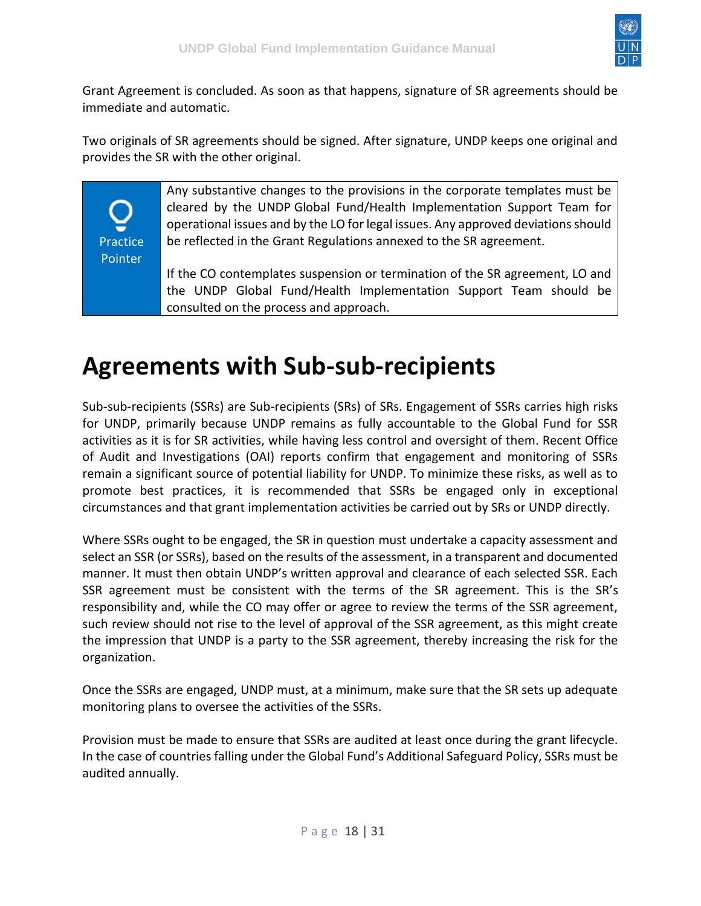Grant Agreement is concluded. As soon as that happens, signature of SR agreements should be immediate and automatic.

Two originals of SR agreements should be signed. After signature, UNDP keeps one original and provides the SR with the other original.

| Practice Pointer | Any substantive changes to the provisions in the corporate templates must be cleared by the UNDP Global Fund/Health Implementation Support Team for operational issues and by the LO for legal issues. Any approved deviations should be reflected in the Grant Regulations annexed to the SR agreement.<br><br>If the CO contemplates suspension or termination of the SR agreement, LO and the UNDP Global Fund/Health Implementation Support Team should be consulted on the process and approach. |
|---|---|

# Agreements with Sub-sub-recipients

Sub-sub-recipients (SSRs) are Sub-recipients (SRs) of SRs. Engagement of SSRs carries high risks for UNDP, primarily because UNDP remains as fully accountable to the Global Fund for SSR activities as it is for SR activities, while having less control and oversight of them. Recent Office of Audit and Investigations (OAI) reports confirm that engagement and monitoring of SSRs remain a significant source of potential liability for UNDP. To minimize these risks, as well as to promote best practices, it is recommended that SSRs be engaged only in exceptional circumstances and that grant implementation activities be carried out by SRs or UNDP directly.

Where SSRs ought to be engaged, the SR in question must undertake a capacity assessment and select an SSR (or SSRs), based on the results of the assessment, in a transparent and documented manner. It must then obtain UNDP's written approval and clearance of each selected SSR. Each SSR agreement must be consistent with the terms of the SR agreement. This is the SR's responsibility and, while the CO may offer or agree to review the terms of the SSR agreement, such review should not rise to the level of approval of the SSR agreement, as this might create the impression that UNDP is a party to the SSR agreement, thereby increasing the risk for the organization.

Once the SSRs are engaged, UNDP must, at a minimum, make sure that the SR sets up adequate monitoring plans to oversee the activities of the SSRs.

Provision must be made to ensure that SSRs are audited at least once during the grant lifecycle. In the case of countries falling under the Global Fund's Additional Safeguard Policy, SSRs must be audited annually.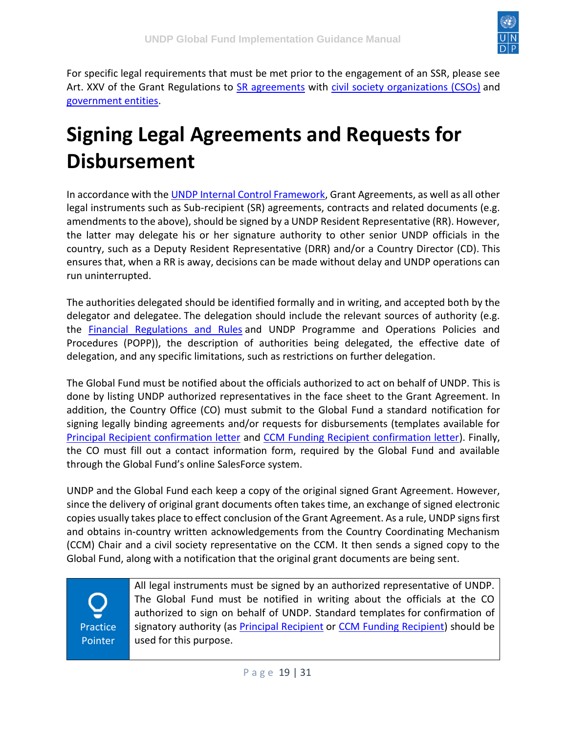For specific legal requirements that must be met prior to the engagement of an SSR, please see Art. XXV of the Grant Regulations to SR agreements with civil society organizations (CSOs) and government entities.

# Signing Legal Agreements and Requests for Disbursement

In accordance with the UNDP Internal Control Framework, Grant Agreements, as well as all other legal instruments such as Sub-recipient (SR) agreements, contracts and related documents (e.g. amendments to the above), should be signed by a UNDP Resident Representative (RR). However, the latter may delegate his or her signature authority to other senior UNDP officials in the country, such as a Deputy Resident Representative (DRR) and/or a Country Director (CD). This ensures that, when a RR is away, decisions can be made without delay and UNDP operations can run uninterrupted.

The authorities delegated should be identified formally and in writing, and accepted both by the delegator and delegatee. The delegation should include the relevant sources of authority (e.g. the Financial Regulations and Rules and UNDP Programme and Operations Policies and Procedures (POPP)), the description of authorities being delegated, the effective date of delegation, and any specific limitations, such as restrictions on further delegation.

The Global Fund must be notified about the officials authorized to act on behalf of UNDP. This is done by listing UNDP authorized representatives in the face sheet to the Grant Agreement. In addition, the Country Office (CO) must submit to the Global Fund a standard notification for signing legally binding agreements and/or requests for disbursements (templates available for Principal Recipient confirmation letter and CCM Funding Recipient confirmation letter). Finally, the CO must fill out a contact information form, required by the Global Fund and available through the Global Fund's online SalesForce system.

UNDP and the Global Fund each keep a copy of the original signed Grant Agreement. However, since the delivery of original grant documents often takes time, an exchange of signed electronic copies usually takes place to effect conclusion of the Grant Agreement. As a rule, UNDP signs first and obtains in-country written acknowledgements from the Country Coordinating Mechanism (CCM) Chair and a civil society representative on the CCM. It then sends a signed copy to the Global Fund, along with a notification that the original grant documents are being sent.

| Practice Pointer | All legal instruments must be signed by an authorized representative of UNDP. The Global Fund must be notified in writing about the officials at the CO authorized to sign on behalf of UNDP. Standard templates for confirmation of signatory authority (as Principal Recipient or CCM Funding Recipient) should be used for this purpose. |
|---|---|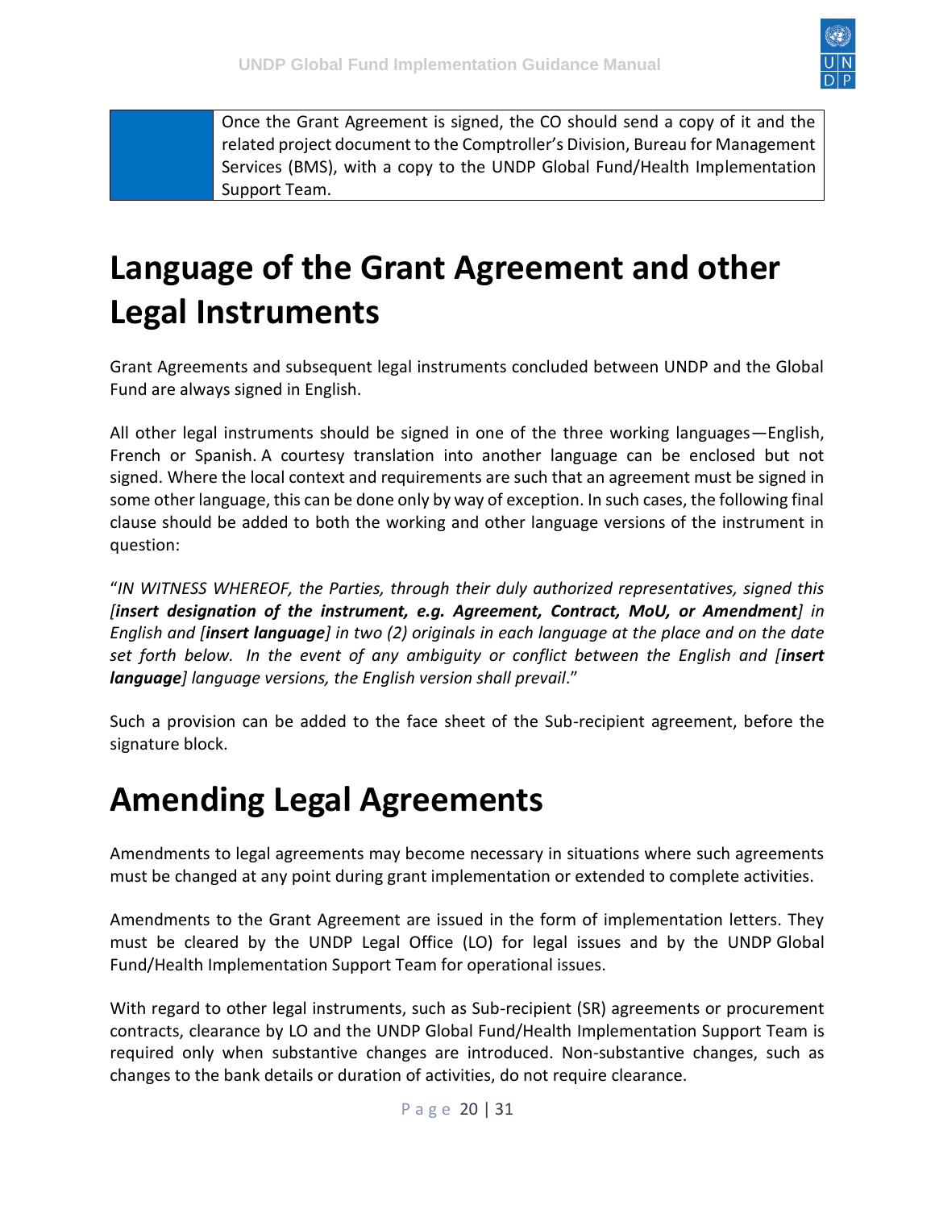| | Once the Grant Agreement is signed, the CO should send a copy of it and the related project document to the Comptroller's Division, Bureau for Management Services (BMS), with a copy to the UNDP Global Fund/Health Implementation Support Team. |
|---|---|

# Language of the Grant Agreement and other Legal Instruments

Grant Agreements and subsequent legal instruments concluded between UNDP and the Global Fund are always signed in English.

All other legal instruments should be signed in one of the three working languages—English, French or Spanish. A courtesy translation into another language can be enclosed but not signed. Where the local context and requirements are such that an agreement must be signed in some other language, this can be done only by way of exception. In such cases, the following final clause should be added to both the working and other language versions of the instrument in question:

"*IN WITNESS WHEREOF, the Parties, through their duly authorized representatives, signed this [**insert designation of the instrument, e.g. Agreement, Contract, MoU, or Amendment**] in English and [**insert language**] in two (2) originals in each language at the place and on the date set forth below. In the event of any ambiguity or conflict between the English and [**insert language**] language versions, the English version shall prevail*."

Such a provision can be added to the face sheet of the Sub-recipient agreement, before the signature block.

# Amending Legal Agreements

Amendments to legal agreements may become necessary in situations where such agreements must be changed at any point during grant implementation or extended to complete activities.

Amendments to the Grant Agreement are issued in the form of implementation letters. They must be cleared by the UNDP Legal Office (LO) for legal issues and by the UNDP Global Fund/Health Implementation Support Team for operational issues.

With regard to other legal instruments, such as Sub-recipient (SR) agreements or procurement contracts, clearance by LO and the UNDP Global Fund/Health Implementation Support Team is required only when substantive changes are introduced. Non-substantive changes, such as changes to the bank details or duration of activities, do not require clearance.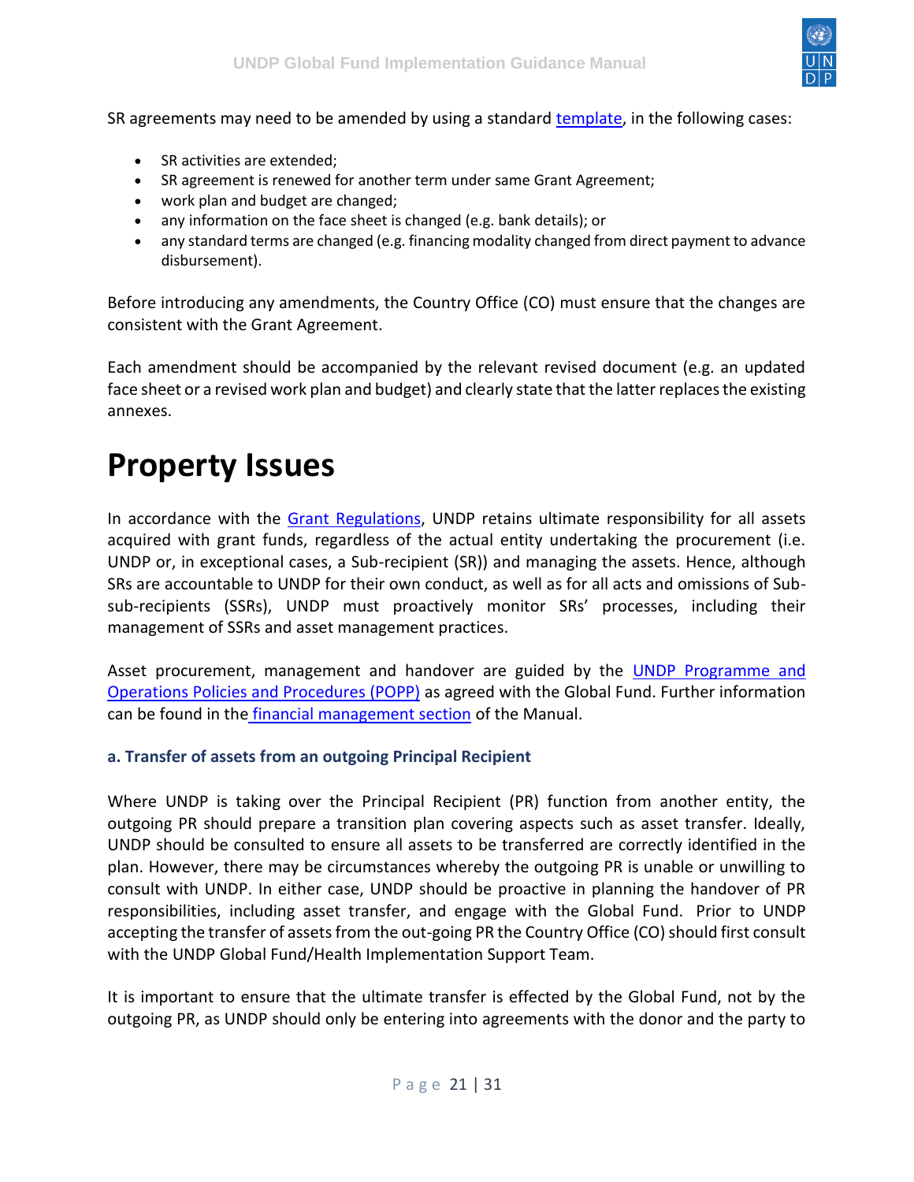SR agreements may need to be amended by using a standard template, in the following cases:

- SR activities are extended;
- SR agreement is renewed for another term under same Grant Agreement;
- work plan and budget are changed;
- any information on the face sheet is changed (e.g. bank details); or
- any standard terms are changed (e.g. financing modality changed from direct payment to advance disbursement).

Before introducing any amendments, the Country Office (CO) must ensure that the changes are consistent with the Grant Agreement.

Each amendment should be accompanied by the relevant revised document (e.g. an updated face sheet or a revised work plan and budget) and clearly state that the latter replaces the existing annexes.

# Property Issues

In accordance with the Grant Regulations, UNDP retains ultimate responsibility for all assets acquired with grant funds, regardless of the actual entity undertaking the procurement (i.e. UNDP or, in exceptional cases, a Sub-recipient (SR)) and managing the assets. Hence, although SRs are accountable to UNDP for their own conduct, as well as for all acts and omissions of Sub-sub-recipients (SSRs), UNDP must proactively monitor SRs' processes, including their management of SSRs and asset management practices.

Asset procurement, management and handover are guided by the UNDP Programme and Operations Policies and Procedures (POPP) as agreed with the Global Fund. Further information can be found in the financial management section of the Manual.

### a. Transfer of assets from an outgoing Principal Recipient

Where UNDP is taking over the Principal Recipient (PR) function from another entity, the outgoing PR should prepare a transition plan covering aspects such as asset transfer. Ideally, UNDP should be consulted to ensure all assets to be transferred are correctly identified in the plan. However, there may be circumstances whereby the outgoing PR is unable or unwilling to consult with UNDP. In either case, UNDP should be proactive in planning the handover of PR responsibilities, including asset transfer, and engage with the Global Fund. Prior to UNDP accepting the transfer of assets from the out-going PR the Country Office (CO) should first consult with the UNDP Global Fund/Health Implementation Support Team.

It is important to ensure that the ultimate transfer is effected by the Global Fund, not by the outgoing PR, as UNDP should only be entering into agreements with the donor and the party to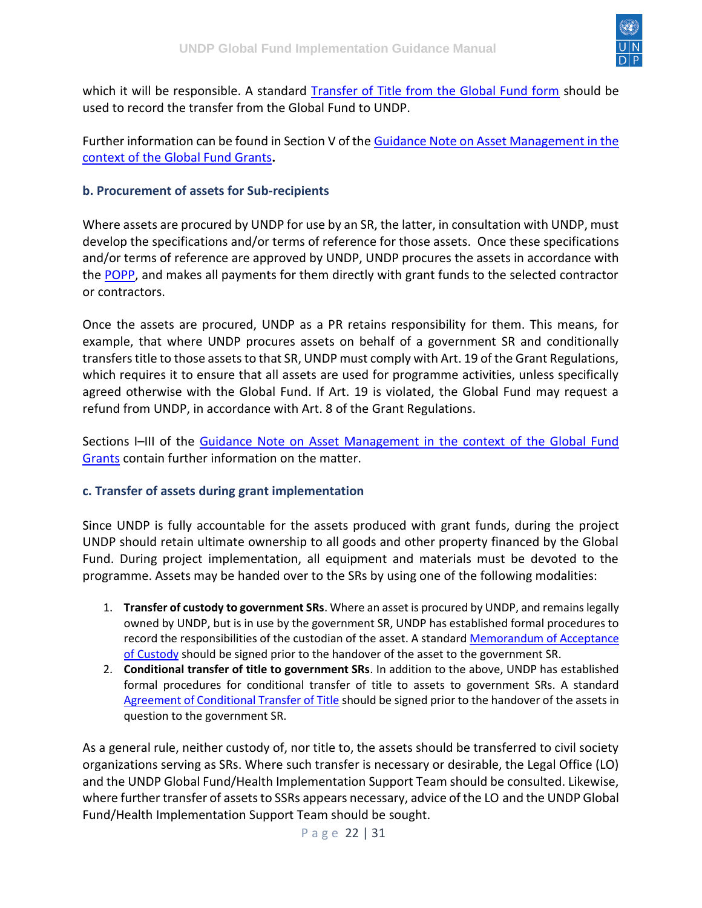which it will be responsible. A standard Transfer of Title from the Global Fund form should be used to record the transfer from the Global Fund to UNDP.

Further information can be found in Section V of the Guidance Note on Asset Management in the context of the Global Fund Grants**.**

### b. Procurement of assets for Sub-recipients

Where assets are procured by UNDP for use by an SR, the latter, in consultation with UNDP, must develop the specifications and/or terms of reference for those assets. Once these specifications and/or terms of reference are approved by UNDP, UNDP procures the assets in accordance with the POPP, and makes all payments for them directly with grant funds to the selected contractor or contractors.

Once the assets are procured, UNDP as a PR retains responsibility for them. This means, for example, that where UNDP procures assets on behalf of a government SR and conditionally transfers title to those assets to that SR, UNDP must comply with Art. 19 of the Grant Regulations, which requires it to ensure that all assets are used for programme activities, unless specifically agreed otherwise with the Global Fund. If Art. 19 is violated, the Global Fund may request a refund from UNDP, in accordance with Art. 8 of the Grant Regulations.

Sections I–III of the Guidance Note on Asset Management in the context of the Global Fund Grants contain further information on the matter.

### c. Transfer of assets during grant implementation

Since UNDP is fully accountable for the assets produced with grant funds, during the project UNDP should retain ultimate ownership to all goods and other property financed by the Global Fund. During project implementation, all equipment and materials must be devoted to the programme. Assets may be handed over to the SRs by using one of the following modalities:

1. **Transfer of custody to government SRs**. Where an asset is procured by UNDP, and remains legally owned by UNDP, but is in use by the government SR, UNDP has established formal procedures to record the responsibilities of the custodian of the asset. A standard Memorandum of Acceptance of Custody should be signed prior to the handover of the asset to the government SR.
2. **Conditional transfer of title to government SRs**. In addition to the above, UNDP has established formal procedures for conditional transfer of title to assets to government SRs. A standard Agreement of Conditional Transfer of Title should be signed prior to the handover of the assets in question to the government SR.

As a general rule, neither custody of, nor title to, the assets should be transferred to civil society organizations serving as SRs. Where such transfer is necessary or desirable, the Legal Office (LO) and the UNDP Global Fund/Health Implementation Support Team should be consulted. Likewise, where further transfer of assets to SSRs appears necessary, advice of the LO and the UNDP Global Fund/Health Implementation Support Team should be sought.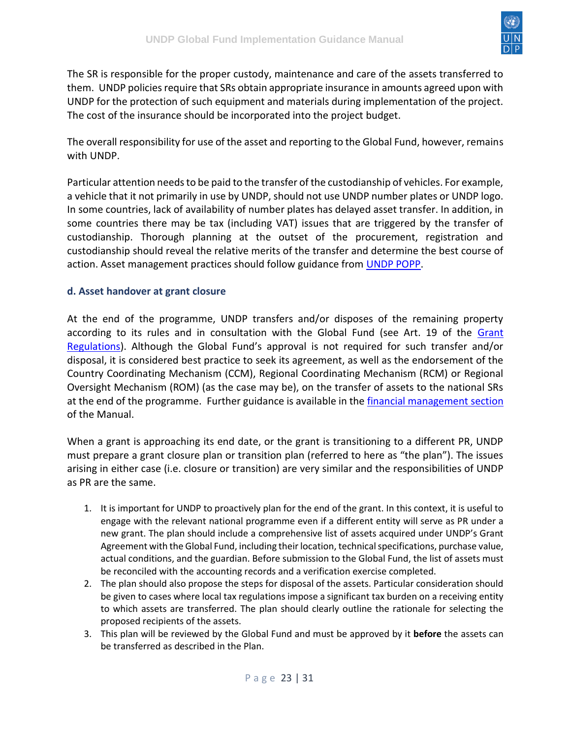The SR is responsible for the proper custody, maintenance and care of the assets transferred to them. UNDP policies require that SRs obtain appropriate insurance in amounts agreed upon with UNDP for the protection of such equipment and materials during implementation of the project. The cost of the insurance should be incorporated into the project budget.

The overall responsibility for use of the asset and reporting to the Global Fund, however, remains with UNDP.

Particular attention needs to be paid to the transfer of the custodianship of vehicles. For example, a vehicle that it not primarily in use by UNDP, should not use UNDP number plates or UNDP logo. In some countries, lack of availability of number plates has delayed asset transfer. In addition, in some countries there may be tax (including VAT) issues that are triggered by the transfer of custodianship. Thorough planning at the outset of the procurement, registration and custodianship should reveal the relative merits of the transfer and determine the best course of action. Asset management practices should follow guidance from UNDP POPP.

### d. Asset handover at grant closure

At the end of the programme, UNDP transfers and/or disposes of the remaining property according to its rules and in consultation with the Global Fund (see Art. 19 of the Grant Regulations). Although the Global Fund's approval is not required for such transfer and/or disposal, it is considered best practice to seek its agreement, as well as the endorsement of the Country Coordinating Mechanism (CCM), Regional Coordinating Mechanism (RCM) or Regional Oversight Mechanism (ROM) (as the case may be), on the transfer of assets to the national SRs at the end of the programme. Further guidance is available in the financial management section of the Manual.

When a grant is approaching its end date, or the grant is transitioning to a different PR, UNDP must prepare a grant closure plan or transition plan (referred to here as "the plan"). The issues arising in either case (i.e. closure or transition) are very similar and the responsibilities of UNDP as PR are the same.

1. It is important for UNDP to proactively plan for the end of the grant. In this context, it is useful to engage with the relevant national programme even if a different entity will serve as PR under a new grant. The plan should include a comprehensive list of assets acquired under UNDP's Grant Agreement with the Global Fund, including their location, technical specifications, purchase value, actual conditions, and the guardian. Before submission to the Global Fund, the list of assets must be reconciled with the accounting records and a verification exercise completed.
2. The plan should also propose the steps for disposal of the assets. Particular consideration should be given to cases where local tax regulations impose a significant tax burden on a receiving entity to which assets are transferred. The plan should clearly outline the rationale for selecting the proposed recipients of the assets.
3. This plan will be reviewed by the Global Fund and must be approved by it **before** the assets can be transferred as described in the Plan.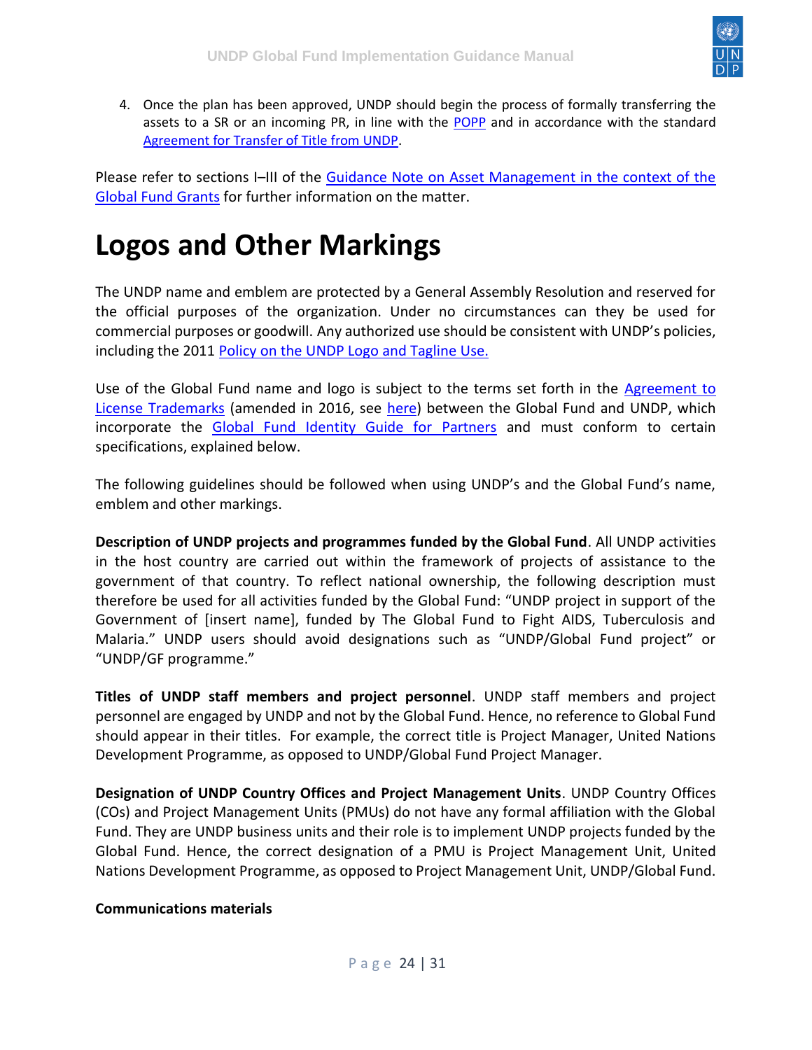4. Once the plan has been approved, UNDP should begin the process of formally transferring the assets to a SR or an incoming PR, in line with the POPP and in accordance with the standard Agreement for Transfer of Title from UNDP.

Please refer to sections I–III of the Guidance Note on Asset Management in the context of the Global Fund Grants for further information on the matter.

# Logos and Other Markings

The UNDP name and emblem are protected by a General Assembly Resolution and reserved for the official purposes of the organization. Under no circumstances can they be used for commercial purposes or goodwill. Any authorized use should be consistent with UNDP's policies, including the 2011 Policy on the UNDP Logo and Tagline Use.

Use of the Global Fund name and logo is subject to the terms set forth in the Agreement to License Trademarks (amended in 2016, see here) between the Global Fund and UNDP, which incorporate the Global Fund Identity Guide for Partners and must conform to certain specifications, explained below.

The following guidelines should be followed when using UNDP's and the Global Fund's name, emblem and other markings.

**Description of UNDP projects and programmes funded by the Global Fund**. All UNDP activities in the host country are carried out within the framework of projects of assistance to the government of that country. To reflect national ownership, the following description must therefore be used for all activities funded by the Global Fund: "UNDP project in support of the Government of [insert name], funded by The Global Fund to Fight AIDS, Tuberculosis and Malaria." UNDP users should avoid designations such as "UNDP/Global Fund project" or "UNDP/GF programme."

**Titles of UNDP staff members and project personnel**. UNDP staff members and project personnel are engaged by UNDP and not by the Global Fund. Hence, no reference to Global Fund should appear in their titles. For example, the correct title is Project Manager, United Nations Development Programme, as opposed to UNDP/Global Fund Project Manager.

**Designation of UNDP Country Offices and Project Management Units**. UNDP Country Offices (COs) and Project Management Units (PMUs) do not have any formal affiliation with the Global Fund. They are UNDP business units and their role is to implement UNDP projects funded by the Global Fund. Hence, the correct designation of a PMU is Project Management Unit, United Nations Development Programme, as opposed to Project Management Unit, UNDP/Global Fund.

**Communications materials**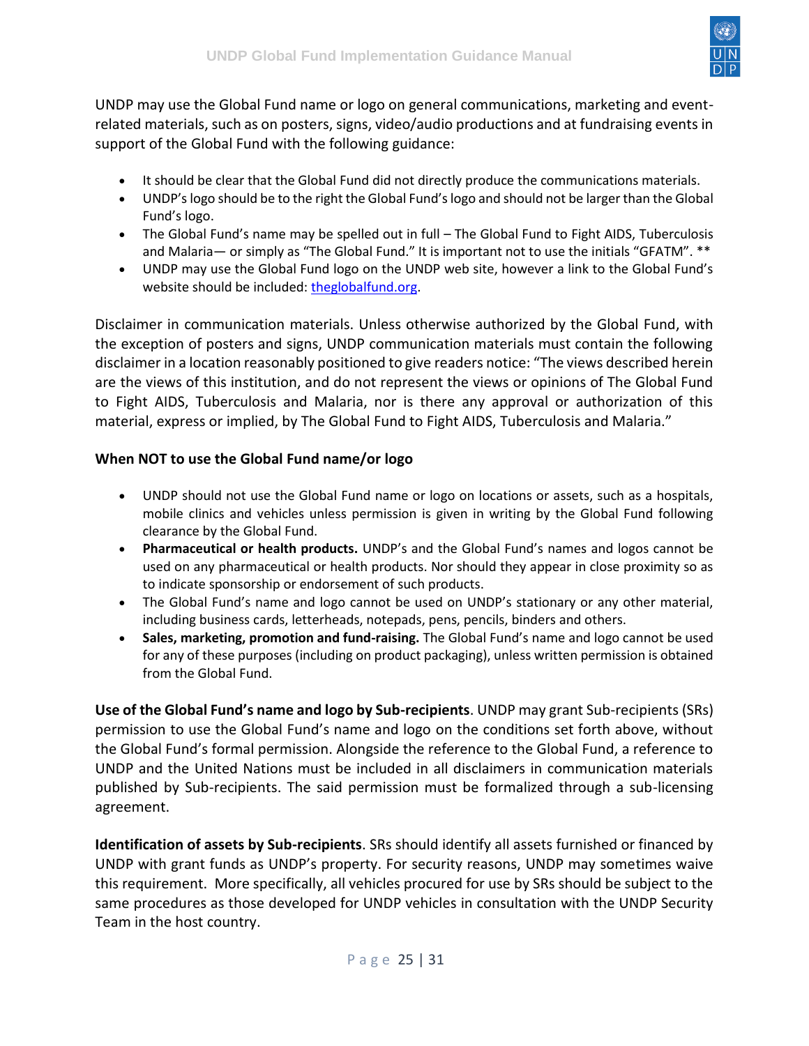UNDP may use the Global Fund name or logo on general communications, marketing and event-related materials, such as on posters, signs, video/audio productions and at fundraising events in support of the Global Fund with the following guidance:

- It should be clear that the Global Fund did not directly produce the communications materials.
- UNDP's logo should be to the right the Global Fund's logo and should not be larger than the Global Fund's logo.
- The Global Fund's name may be spelled out in full – The Global Fund to Fight AIDS, Tuberculosis and Malaria— or simply as "The Global Fund." It is important not to use the initials "GFATM". **
- UNDP may use the Global Fund logo on the UNDP web site, however a link to the Global Fund's website should be included: [theglobalfund.org](theglobalfund.org).

Disclaimer in communication materials. Unless otherwise authorized by the Global Fund, with the exception of posters and signs, UNDP communication materials must contain the following disclaimer in a location reasonably positioned to give readers notice: "The views described herein are the views of this institution, and do not represent the views or opinions of The Global Fund to Fight AIDS, Tuberculosis and Malaria, nor is there any approval or authorization of this material, express or implied, by The Global Fund to Fight AIDS, Tuberculosis and Malaria."

**When NOT to use the Global Fund name/or logo**

- UNDP should not use the Global Fund name or logo on locations or assets, such as a hospitals, mobile clinics and vehicles unless permission is given in writing by the Global Fund following clearance by the Global Fund.
- **Pharmaceutical or health products.** UNDP's and the Global Fund's names and logos cannot be used on any pharmaceutical or health products. Nor should they appear in close proximity so as to indicate sponsorship or endorsement of such products.
- The Global Fund's name and logo cannot be used on UNDP's stationary or any other material, including business cards, letterheads, notepads, pens, pencils, binders and others.
- **Sales, marketing, promotion and fund-raising.** The Global Fund's name and logo cannot be used for any of these purposes (including on product packaging), unless written permission is obtained from the Global Fund.

**Use of the Global Fund's name and logo by Sub-recipients**. UNDP may grant Sub-recipients (SRs) permission to use the Global Fund's name and logo on the conditions set forth above, without the Global Fund's formal permission. Alongside the reference to the Global Fund, a reference to UNDP and the United Nations must be included in all disclaimers in communication materials published by Sub-recipients. The said permission must be formalized through a sub-licensing agreement.

**Identification of assets by Sub-recipients**. SRs should identify all assets furnished or financed by UNDP with grant funds as UNDP's property. For security reasons, UNDP may sometimes waive this requirement. More specifically, all vehicles procured for use by SRs should be subject to the same procedures as those developed for UNDP vehicles in consultation with the UNDP Security Team in the host country.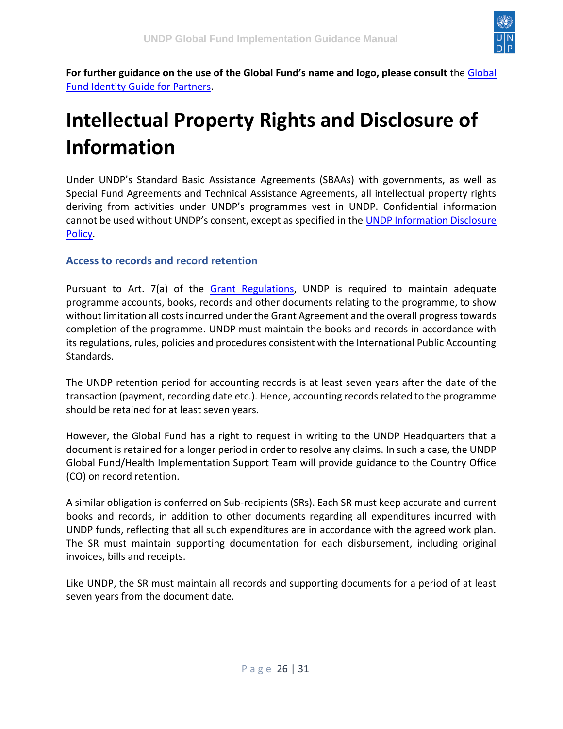**For further guidance on the use of the Global Fund's name and logo, please consult** the Global Fund Identity Guide for Partners.

# Intellectual Property Rights and Disclosure of Information

Under UNDP's Standard Basic Assistance Agreements (SBAAs) with governments, as well as Special Fund Agreements and Technical Assistance Agreements, all intellectual property rights deriving from activities under UNDP's programmes vest in UNDP. Confidential information cannot be used without UNDP's consent, except as specified in the UNDP Information Disclosure Policy.

### Access to records and record retention

Pursuant to Art. 7(a) of the Grant Regulations, UNDP is required to maintain adequate programme accounts, books, records and other documents relating to the programme, to show without limitation all costs incurred under the Grant Agreement and the overall progress towards completion of the programme. UNDP must maintain the books and records in accordance with its regulations, rules, policies and procedures consistent with the International Public Accounting Standards.

The UNDP retention period for accounting records is at least seven years after the date of the transaction (payment, recording date etc.). Hence, accounting records related to the programme should be retained for at least seven years.

However, the Global Fund has a right to request in writing to the UNDP Headquarters that a document is retained for a longer period in order to resolve any claims. In such a case, the UNDP Global Fund/Health Implementation Support Team will provide guidance to the Country Office (CO) on record retention.

A similar obligation is conferred on Sub-recipients (SRs). Each SR must keep accurate and current books and records, in addition to other documents regarding all expenditures incurred with UNDP funds, reflecting that all such expenditures are in accordance with the agreed work plan. The SR must maintain supporting documentation for each disbursement, including original invoices, bills and receipts.

Like UNDP, the SR must maintain all records and supporting documents for a period of at least seven years from the document date.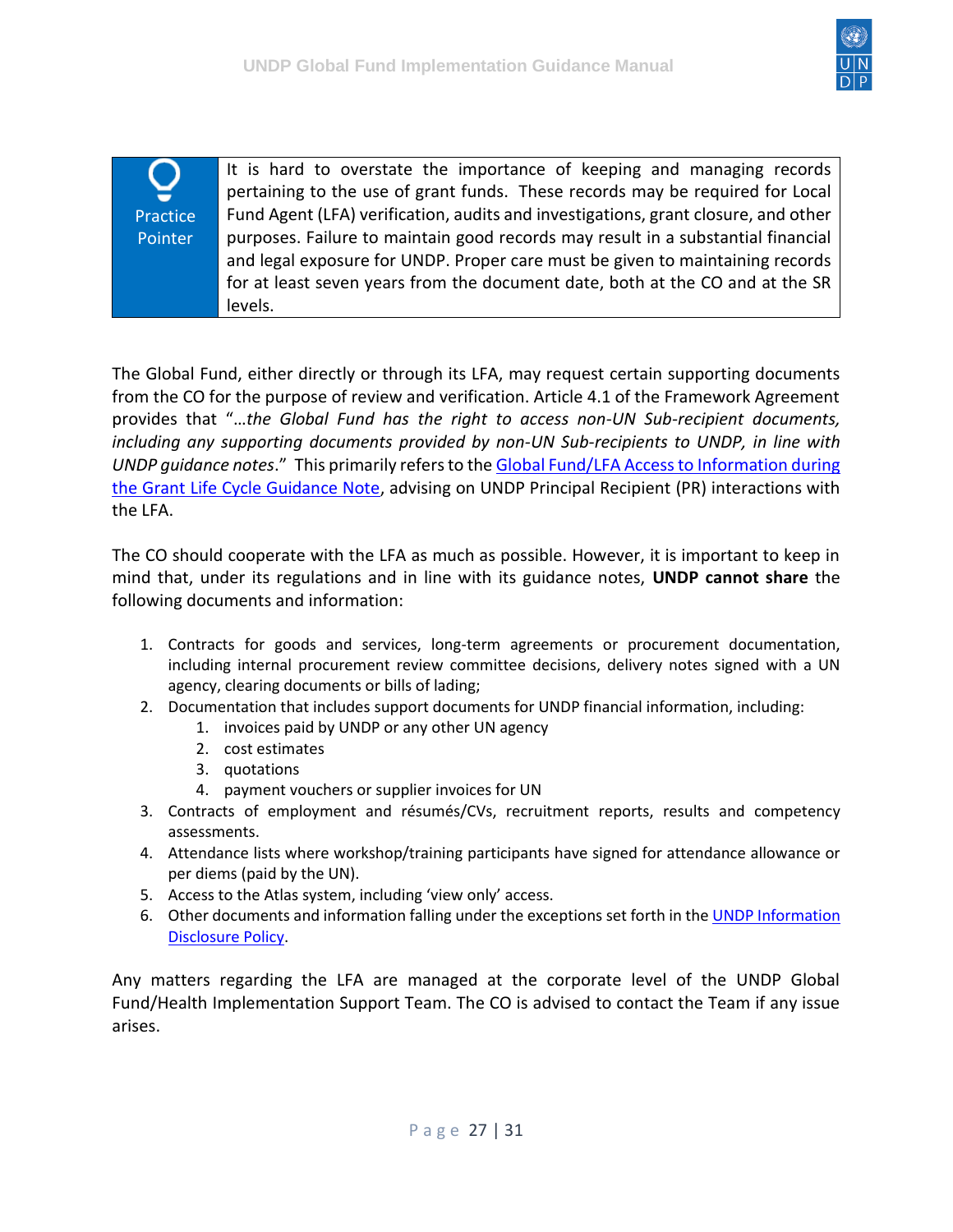| Practice Pointer | It is hard to overstate the importance of keeping and managing records pertaining to the use of grant funds. These records may be required for Local Fund Agent (LFA) verification, audits and investigations, grant closure, and other purposes. Failure to maintain good records may result in a substantial financial and legal exposure for UNDP. Proper care must be given to maintaining records for at least seven years from the document date, both at the CO and at the SR levels. |
|---|---|

The Global Fund, either directly or through its LFA, may request certain supporting documents from the CO for the purpose of review and verification. Article 4.1 of the Framework Agreement provides that "*…the Global Fund has the right to access non-UN Sub-recipient documents, including any supporting documents provided by non-UN Sub-recipients to UNDP, in line with UNDP guidance notes*." This primarily refers to the Global Fund/LFA Access to Information during the Grant Life Cycle Guidance Note, advising on UNDP Principal Recipient (PR) interactions with the LFA.

The CO should cooperate with the LFA as much as possible. However, it is important to keep in mind that, under its regulations and in line with its guidance notes, **UNDP cannot share** the following documents and information:

1. Contracts for goods and services, long-term agreements or procurement documentation, including internal procurement review committee decisions, delivery notes signed with a UN agency, clearing documents or bills of lading;
2. Documentation that includes support documents for UNDP financial information, including:
    1. invoices paid by UNDP or any other UN agency
    2. cost estimates
    3. quotations
    4. payment vouchers or supplier invoices for UN
3. Contracts of employment and résumés/CVs, recruitment reports, results and competency assessments.
4. Attendance lists where workshop/training participants have signed for attendance allowance or per diems (paid by the UN).
5. Access to the Atlas system, including 'view only' access.
6. Other documents and information falling under the exceptions set forth in the UNDP Information Disclosure Policy.

Any matters regarding the LFA are managed at the corporate level of the UNDP Global Fund/Health Implementation Support Team. The CO is advised to contact the Team if any issue arises.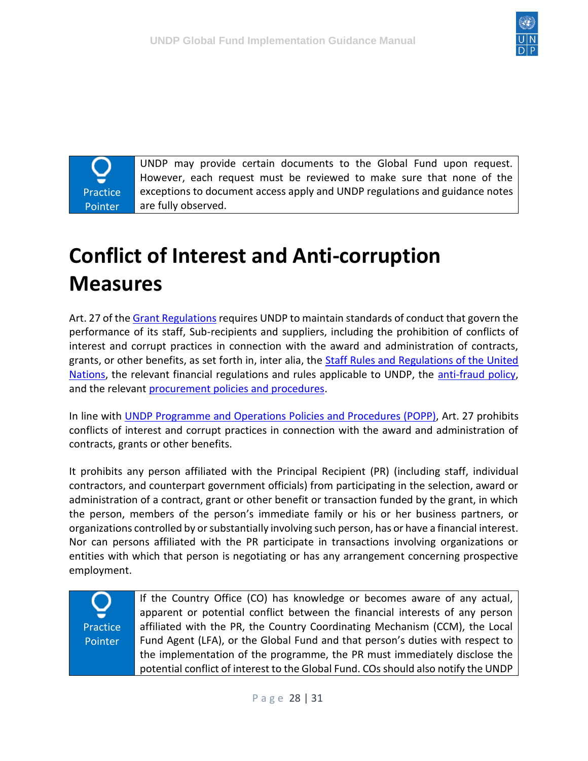> **Practice Pointer**
>
> UNDP may provide certain documents to the Global Fund upon request. However, each request must be reviewed to make sure that none of the exceptions to document access apply and UNDP regulations and guidance notes are fully observed.

# Conflict of Interest and Anti-corruption Measures

Art. 27 of the [Grant Regulations]() requires UNDP to maintain standards of conduct that govern the performance of its staff, Sub-recipients and suppliers, including the prohibition of conflicts of interest and corrupt practices in connection with the award and administration of contracts, grants, or other benefits, as set forth in, inter alia, the [Staff Rules and Regulations of the United Nations](), the relevant financial regulations and rules applicable to UNDP, the [anti-fraud policy](), and the relevant [procurement policies and procedures]().

In line with [UNDP Programme and Operations Policies and Procedures (POPP)](), Art. 27 prohibits conflicts of interest and corrupt practices in connection with the award and administration of contracts, grants or other benefits.

It prohibits any person affiliated with the Principal Recipient (PR) (including staff, individual contractors, and counterpart government officials) from participating in the selection, award or administration of a contract, grant or other benefit or transaction funded by the grant, in which the person, members of the person's immediate family or his or her business partners, or organizations controlled by or substantially involving such person, has or have a financial interest. Nor can persons affiliated with the PR participate in transactions involving organizations or entities with which that person is negotiating or has any arrangement concerning prospective employment.

> **Practice Pointer**
>
> If the Country Office (CO) has knowledge or becomes aware of any actual, apparent or potential conflict between the financial interests of any person affiliated with the PR, the Country Coordinating Mechanism (CCM), the Local Fund Agent (LFA), or the Global Fund and that person's duties with respect to the implementation of the programme, the PR must immediately disclose the potential conflict of interest to the Global Fund. COs should also notify the UNDP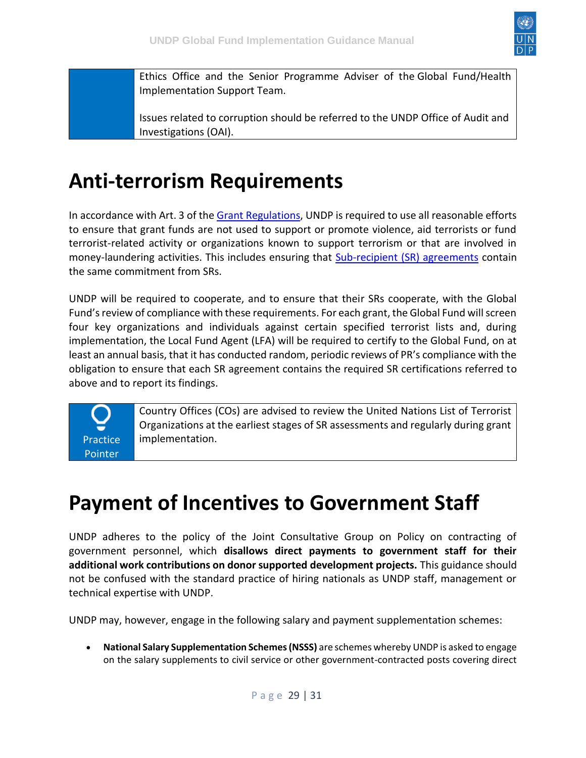Ethics Office and the Senior Programme Adviser of the Global Fund/Health Implementation Support Team.

Issues related to corruption should be referred to the UNDP Office of Audit and Investigations (OAI).

# Anti-terrorism Requirements

In accordance with Art. 3 of the Grant Regulations, UNDP is required to use all reasonable efforts to ensure that grant funds are not used to support or promote violence, aid terrorists or fund terrorist-related activity or organizations known to support terrorism or that are involved in money-laundering activities. This includes ensuring that Sub-recipient (SR) agreements contain the same commitment from SRs.

UNDP will be required to cooperate, and to ensure that their SRs cooperate, with the Global Fund's review of compliance with these requirements. For each grant, the Global Fund will screen four key organizations and individuals against certain specified terrorist lists and, during implementation, the Local Fund Agent (LFA) will be required to certify to the Global Fund, on at least an annual basis, that it has conducted random, periodic reviews of PR's compliance with the obligation to ensure that each SR agreement contains the required SR certifications referred to above and to report its findings.

| Practice Pointer | Country Offices (COs) are advised to review the United Nations List of Terrorist Organizations at the earliest stages of SR assessments and regularly during grant implementation. |
| --- | --- |

# Payment of Incentives to Government Staff

UNDP adheres to the policy of the Joint Consultative Group on Policy on contracting of government personnel, which **disallows direct payments to government staff for their additional work contributions on donor supported development projects.** This guidance should not be confused with the standard practice of hiring nationals as UNDP staff, management or technical expertise with UNDP.

UNDP may, however, engage in the following salary and payment supplementation schemes:

- **National Salary Supplementation Schemes (NSSS)** are schemes whereby UNDP is asked to engage on the salary supplements to civil service or other government-contracted posts covering direct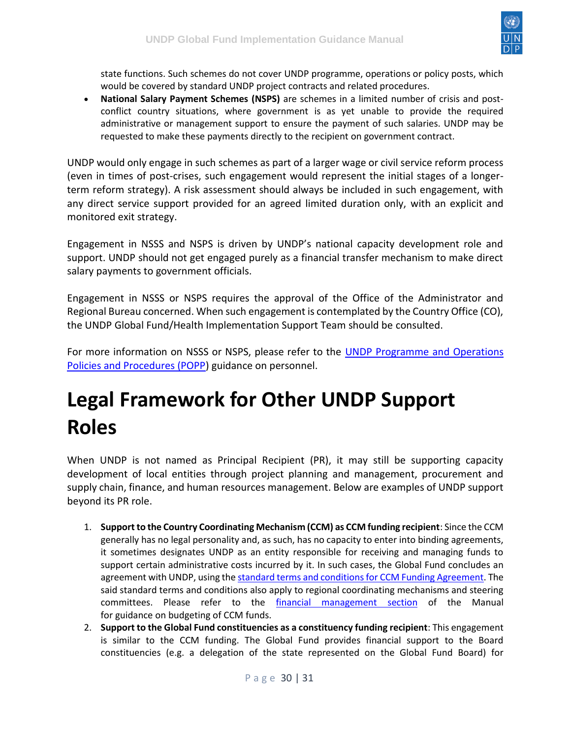state functions. Such schemes do not cover UNDP programme, operations or policy posts, which would be covered by standard UNDP project contracts and related procedures.

- **National Salary Payment Schemes (NSPS)** are schemes in a limited number of crisis and post-conflict country situations, where government is as yet unable to provide the required administrative or management support to ensure the payment of such salaries. UNDP may be requested to make these payments directly to the recipient on government contract.

UNDP would only engage in such schemes as part of a larger wage or civil service reform process (even in times of post-crises, such engagement would represent the initial stages of a longer-term reform strategy). A risk assessment should always be included in such engagement, with any direct service support provided for an agreed limited duration only, with an explicit and monitored exit strategy.

Engagement in NSSS and NSPS is driven by UNDP's national capacity development role and support. UNDP should not get engaged purely as a financial transfer mechanism to make direct salary payments to government officials.

Engagement in NSSS or NSPS requires the approval of the Office of the Administrator and Regional Bureau concerned. When such engagement is contemplated by the Country Office (CO), the UNDP Global Fund/Health Implementation Support Team should be consulted.

For more information on NSSS or NSPS, please refer to the UNDP Programme and Operations Policies and Procedures (POPP) guidance on personnel.

# Legal Framework for Other UNDP Support Roles

When UNDP is not named as Principal Recipient (PR), it may still be supporting capacity development of local entities through project planning and management, procurement and supply chain, finance, and human resources management. Below are examples of UNDP support beyond its PR role.

1. **Support to the Country Coordinating Mechanism (CCM) as CCM funding recipient**: Since the CCM generally has no legal personality and, as such, has no capacity to enter into binding agreements, it sometimes designates UNDP as an entity responsible for receiving and managing funds to support certain administrative costs incurred by it. In such cases, the Global Fund concludes an agreement with UNDP, using the standard terms and conditions for CCM Funding Agreement. The said standard terms and conditions also apply to regional coordinating mechanisms and steering committees. Please refer to the financial management section of the Manual for guidance on budgeting of CCM funds.
2. **Support to the Global Fund constituencies as a constituency funding recipient**: This engagement is similar to the CCM funding. The Global Fund provides financial support to the Board constituencies (e.g. a delegation of the state represented on the Global Fund Board) for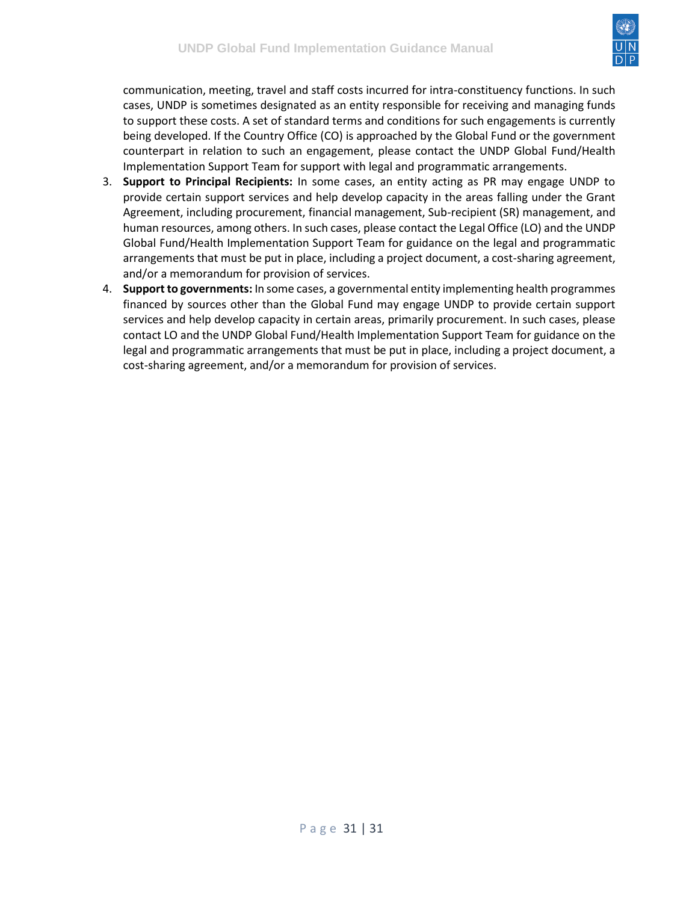communication, meeting, travel and staff costs incurred for intra-constituency functions. In such cases, UNDP is sometimes designated as an entity responsible for receiving and managing funds to support these costs. A set of standard terms and conditions for such engagements is currently being developed. If the Country Office (CO) is approached by the Global Fund or the government counterpart in relation to such an engagement, please contact the UNDP Global Fund/Health Implementation Support Team for support with legal and programmatic arrangements.

3. **Support to Principal Recipients:** In some cases, an entity acting as PR may engage UNDP to provide certain support services and help develop capacity in the areas falling under the Grant Agreement, including procurement, financial management, Sub-recipient (SR) management, and human resources, among others. In such cases, please contact the Legal Office (LO) and the UNDP Global Fund/Health Implementation Support Team for guidance on the legal and programmatic arrangements that must be put in place, including a project document, a cost-sharing agreement, and/or a memorandum for provision of services.
4. **Support to governments:** In some cases, a governmental entity implementing health programmes financed by sources other than the Global Fund may engage UNDP to provide certain support services and help develop capacity in certain areas, primarily procurement. In such cases, please contact LO and the UNDP Global Fund/Health Implementation Support Team for guidance on the legal and programmatic arrangements that must be put in place, including a project document, a cost-sharing agreement, and/or a memorandum for provision of services.